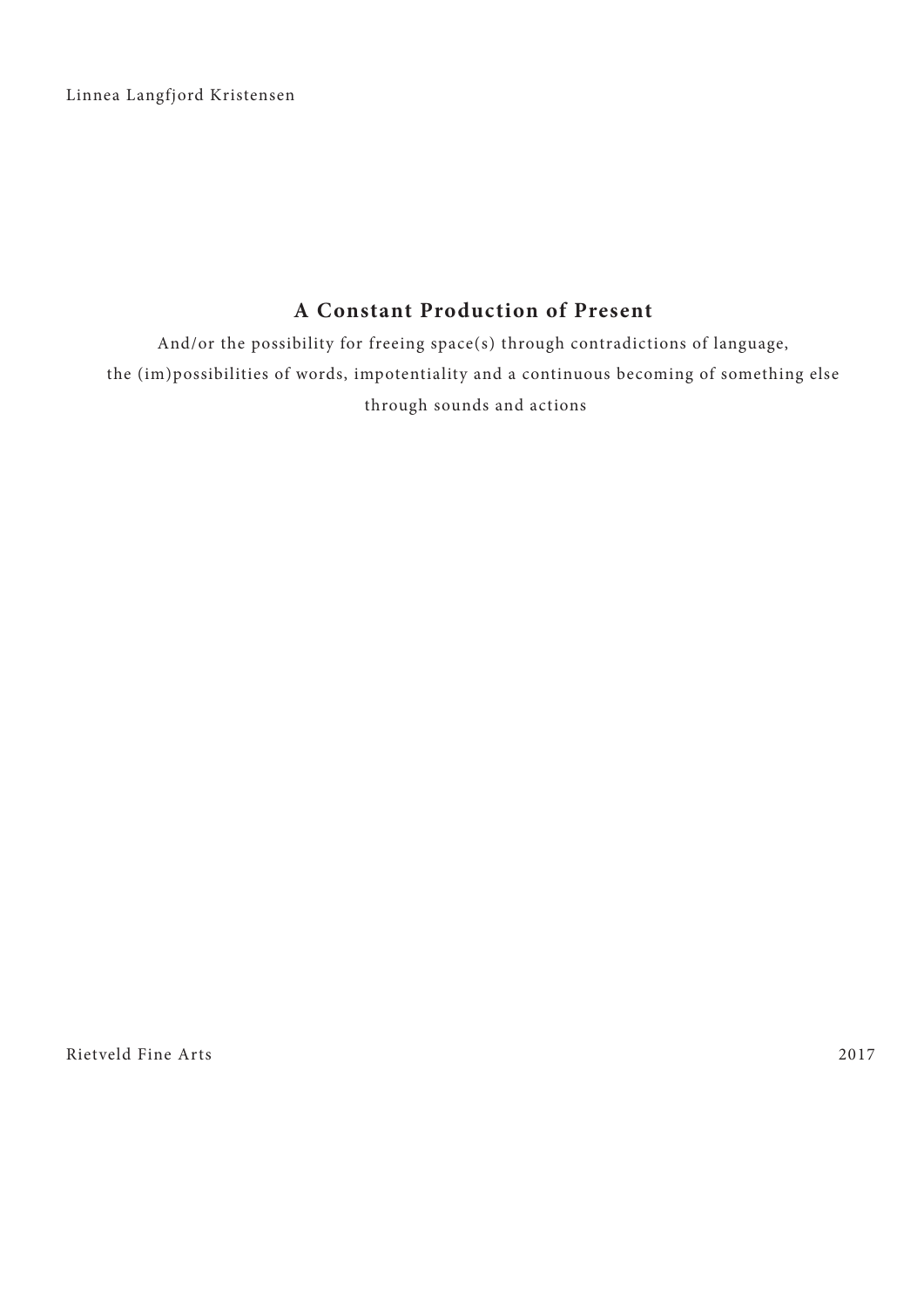Linnea Langfjord Kristensen

# A Constant Production of Present

And/or the possibility for freeing space(s) through contradictions of language, the (im)possibilities of words, impotentiality and a continuous becoming of something else through sounds and actions

Rietveld Fine Arts

2017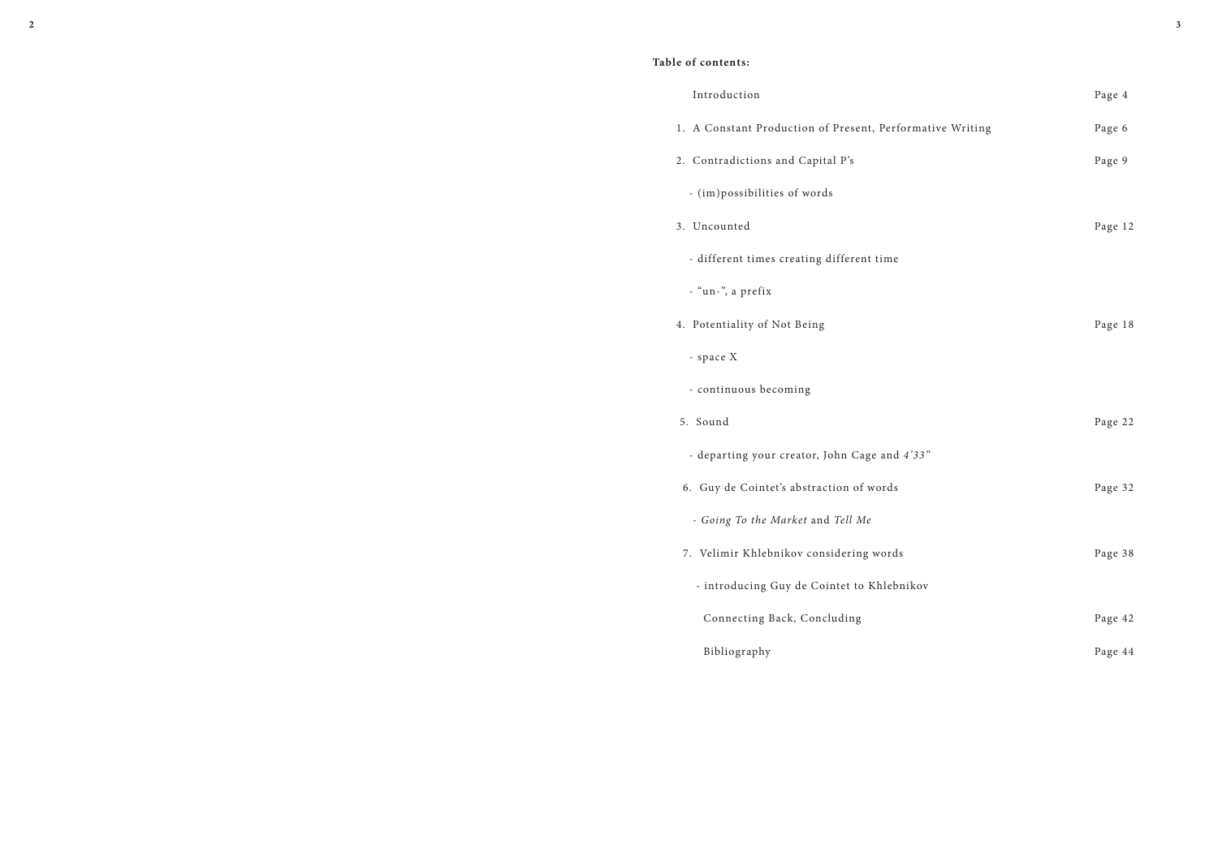**Table of contents:**

| | |
|---|---|
| Introduction | Page 4 |
| 1. A Constant Production of Present, Performative Writing | Page 6 |
| 2. Contradictions and Capital P's | Page 9 |
| - (im)possibilities of words | |
| 3. Uncounted | Page 12 |
| - different times creating different time | |
| - "un-", a prefix | |
| 4. Potentiality of Not Being | Page 18 |
| - space X | |
| - continuous becoming | |
| 5. Sound | Page 22 |
| - departing your creator, John Cage and *4'33"* | |
| 6. Guy de Cointet's abstraction of words | Page 32 |
| - *Going To the Market* and *Tell Me* | |
| 7. Velimir Khlebnikov considering words | Page 38 |
| - introducing Guy de Cointet to Khlebnikov | |
| Connecting Back, Concluding | Page 42 |
| Bibliography | Page 44 |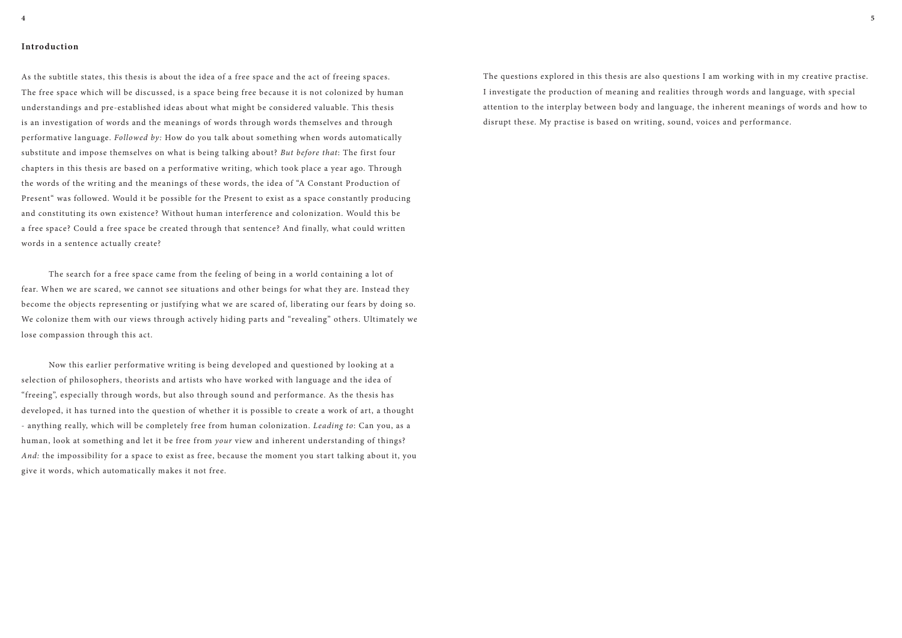## Introduction

As the subtitle states, this thesis is about the idea of a free space and the act of freeing spaces. The free space which will be discussed, is a space being free because it is not colonized by human understandings and pre-established ideas about what might be considered valuable. This thesis is an investigation of words and the meanings of words through words themselves and through performative language. *Followed by:* How do you talk about something when words automatically substitute and impose themselves on what is being talking about? *But before that*: The first four chapters in this thesis are based on a performative writing, which took place a year ago. Through the words of the writing and the meanings of these words, the idea of "A Constant Production of Present" was followed. Would it be possible for the Present to exist as a space constantly producing and constituting its own existence? Without human interference and colonization. Would this be a free space? Could a free space be created through that sentence? And finally, what could written words in a sentence actually create?

The search for a free space came from the feeling of being in a world containing a lot of fear. When we are scared, we cannot see situations and other beings for what they are. Instead they become the objects representing or justifying what we are scared of, liberating our fears by doing so. We colonize them with our views through actively hiding parts and "revealing" others. Ultimately we lose compassion through this act.

Now this earlier performative writing is being developed and questioned by looking at a selection of philosophers, theorists and artists who have worked with language and the idea of "freeing", especially through words, but also through sound and performance. As the thesis has developed, it has turned into the question of whether it is possible to create a work of art, a thought - anything really, which will be completely free from human colonization. *Leading to*: Can you, as a human, look at something and let it be free from *your* view and inherent understanding of things? *And:* the impossibility for a space to exist as free, because the moment you start talking about it, you give it words, which automatically makes it not free.

The questions explored in this thesis are also questions I am working with in my creative practise. I investigate the production of meaning and realities through words and language, with special attention to the interplay between body and language, the inherent meanings of words and how to disrupt these. My practise is based on writing, sound, voices and performance.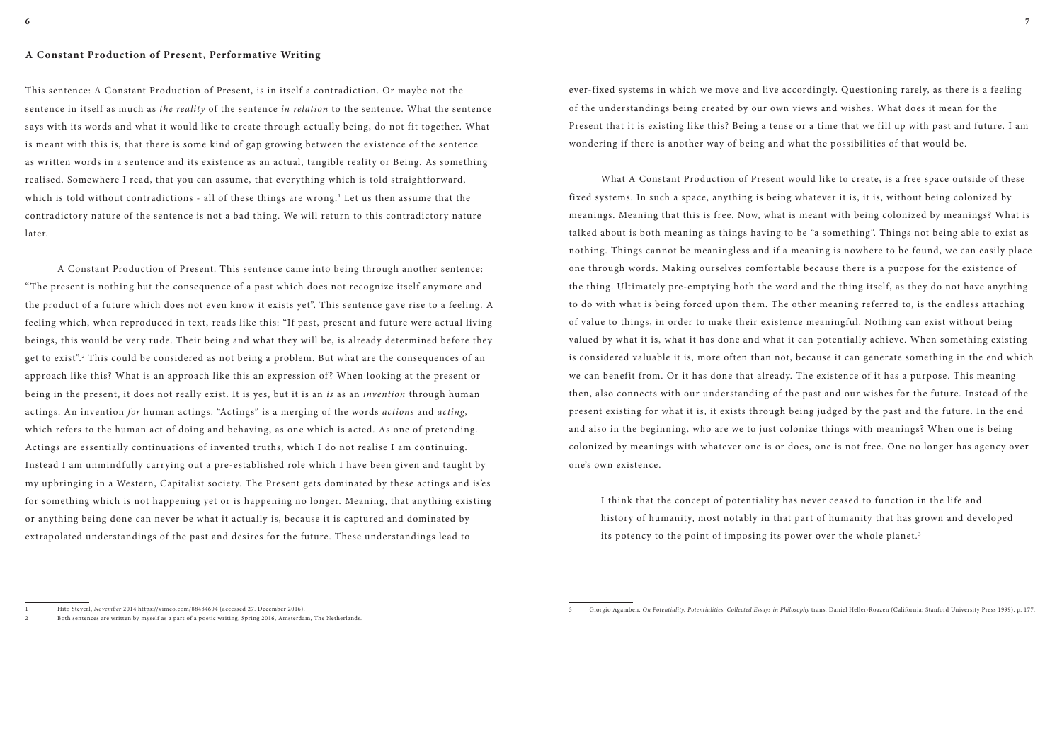## A Constant Production of Present, Performative Writing

This sentence: A Constant Production of Present, is in itself a contradiction. Or maybe not the sentence in itself as much as *the reality* of the sentence *in relation* to the sentence. What the sentence says with its words and what it would like to create through actually being, do not fit together. What is meant with this is, that there is some kind of gap growing between the existence of the sentence as written words in a sentence and its existence as an actual, tangible reality or Being. As something realised. Somewhere I read, that you can assume, that everything which is told straightforward, which is told without contradictions - all of these things are wrong.[1] Let us then assume that the contradictory nature of the sentence is not a bad thing. We will return to this contradictory nature later.

A Constant Production of Present. This sentence came into being through another sentence: "The present is nothing but the consequence of a past which does not recognize itself anymore and the product of a future which does not even know it exists yet". This sentence gave rise to a feeling. A feeling which, when reproduced in text, reads like this: "If past, present and future were actual living beings, this would be very rude. Their being and what they will be, is already determined before they get to exist".[2] This could be considered as not being a problem. But what are the consequences of an approach like this? What is an approach like this an expression of? When looking at the present or being in the present, it does not really exist. It is yes, but it is an *is* as an *invention* through human actings. An invention *for* human actings. "Actings" is a merging of the words *actions* and *acting*, which refers to the human act of doing and behaving, as one which is acted. As one of pretending. Actings are essentially continuations of invented truths, which I do not realise I am continuing. Instead I am unmindfully carrying out a pre-established role which I have been given and taught by my upbringing in a Western, Capitalist society. The Present gets dominated by these actings and is'es for something which is not happening yet or is happening no longer. Meaning, that anything existing or anything being done can never be what it actually is, because it is captured and dominated by extrapolated understandings of the past and desires for the future. These understandings lead to ever-fixed systems in which we move and live accordingly. Questioning rarely, as there is a feeling of the understandings being created by our own views and wishes. What does it mean for the Present that it is existing like this? Being a tense or a time that we fill up with past and future. I am wondering if there is another way of being and what the possibilities of that would be.

What A Constant Production of Present would like to create, is a free space outside of these fixed systems. In such a space, anything is being whatever it is, it is, without being colonized by meanings. Meaning that this is free. Now, what is meant with being colonized by meanings? What is talked about is both meaning as things having to be "a something". Things not being able to exist as nothing. Things cannot be meaningless and if a meaning is nowhere to be found, we can easily place one through words. Making ourselves comfortable because there is a purpose for the existence of the thing. Ultimately pre-emptying both the word and the thing itself, as they do not have anything to do with what is being forced upon them. The other meaning referred to, is the endless attaching of value to things, in order to make their existence meaningful. Nothing can exist without being valued by what it is, what it has done and what it can potentially achieve. When something existing is considered valuable it is, more often than not, because it can generate something in the end which we can benefit from. Or it has done that already. The existence of it has a purpose. This meaning then, also connects with our understanding of the past and our wishes for the future. Instead of the present existing for what it is, it exists through being judged by the past and the future. In the end and also in the beginning, who are we to just colonize things with meanings? When one is being colonized by meanings with whatever one is or does, one is not free. One no longer has agency over one's own existence.

> I think that the concept of potentiality has never ceased to function in the life and history of humanity, most notably in that part of humanity that has grown and developed its potency to the point of imposing its power over the whole planet.[3]

---

1 Hito Steyerl, *November* 2014 https://vimeo.com/88484604 (accessed 27. December 2016).

2 Both sentences are written by myself as a part of a poetic writing, Spring 2016, Amsterdam, The Netherlands.

3 Giorgio Agamben, *On Potentiality, Potentialities, Collected Essays in Philosophy* trans. Daniel Heller-Roazen (California: Stanford University Press 1999), p. 177.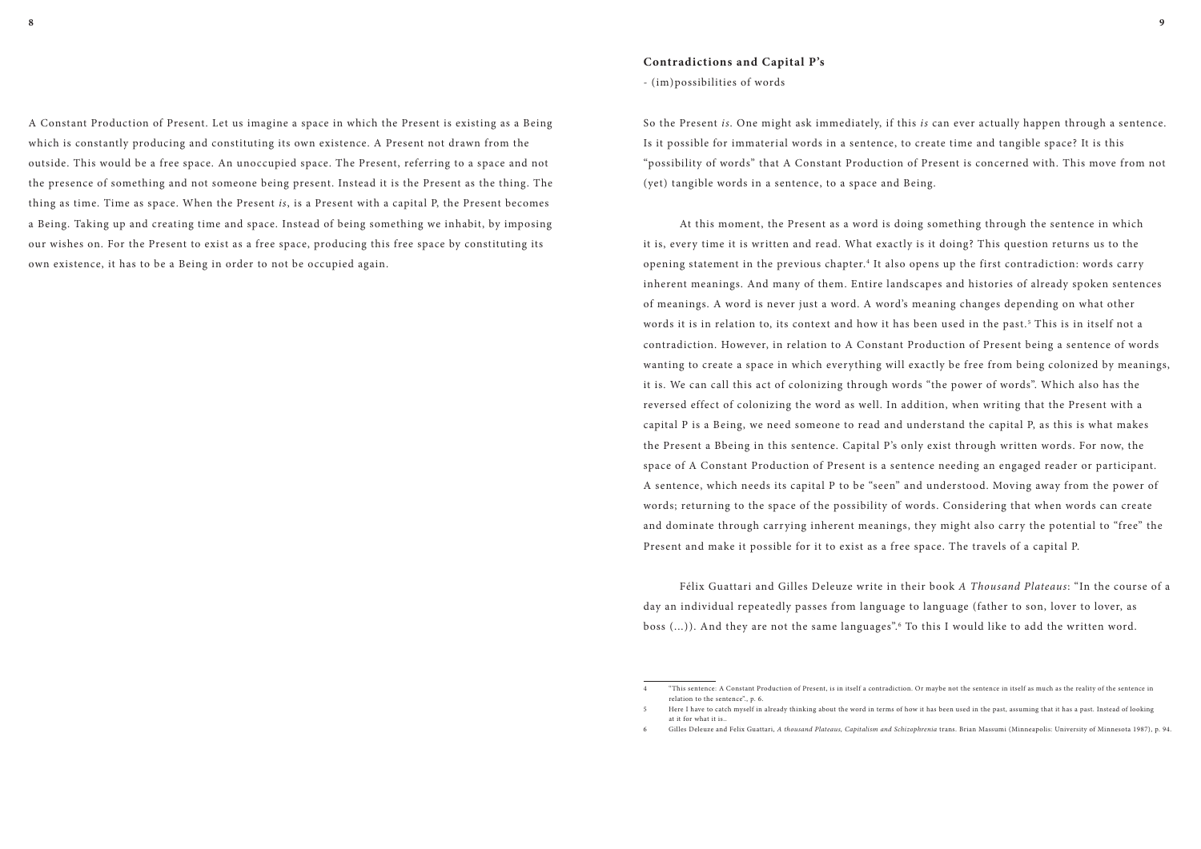A Constant Production of Present. Let us imagine a space in which the Present is existing as a Being which is constantly producing and constituting its own existence. A Present not drawn from the outside. This would be a free space. An unoccupied space. The Present, referring to a space and not the presence of something and not someone being present. Instead it is the Present as the thing. The thing as time. Time as space. When the Present *is*, is a Present with a capital P, the Present becomes a Being. Taking up and creating time and space. Instead of being something we inhabit, by imposing our wishes on. For the Present to exist as a free space, producing this free space by constituting its own existence, it has to be a Being in order to not be occupied again.

## Contradictions and Capital P's

- (im)possibilities of words

So the Present *is*. One might ask immediately, if this *is* can ever actually happen through a sentence. Is it possible for immaterial words in a sentence, to create time and tangible space? It is this "possibility of words" that A Constant Production of Present is concerned with. This move from not (yet) tangible words in a sentence, to a space and Being.

At this moment, the Present as a word is doing something through the sentence in which it is, every time it is written and read. What exactly is it doing? This question returns us to the opening statement in the previous chapter.[4] It also opens up the first contradiction: words carry inherent meanings. And many of them. Entire landscapes and histories of already spoken sentences of meanings. A word is never just a word. A word's meaning changes depending on what other words it is in relation to, its context and how it has been used in the past.[5] This is in itself not a contradiction. However, in relation to A Constant Production of Present being a sentence of words wanting to create a space in which everything will exactly be free from being colonized by meanings, it is. We can call this act of colonizing through words "the power of words". Which also has the reversed effect of colonizing the word as well. In addition, when writing that the Present with a capital P is a Being, we need someone to read and understand the capital P, as this is what makes the Present a Bbeing in this sentence. Capital P's only exist through written words. For now, the space of A Constant Production of Present is a sentence needing an engaged reader or participant. A sentence, which needs its capital P to be "seen" and understood. Moving away from the power of words; returning to the space of the possibility of words. Considering that when words can create and dominate through carrying inherent meanings, they might also carry the potential to "free" the Present and make it possible for it to exist as a free space. The travels of a capital P.

Félix Guattari and Gilles Deleuze write in their book *A Thousand Plateaus*: "In the course of a day an individual repeatedly passes from language to language (father to son, lover to lover, as boss (...)). And they are not the same languages".[6] To this I would like to add the written word.

---

4 "This sentence: A Constant Production of Present, is in itself a contradiction. Or maybe not the sentence in itself as much as the reality of the sentence in relation to the sentence"., p. 6.

5 Here I have to catch myself in already thinking about the word in terms of how it has been used in the past, assuming that it has a past. Instead of looking at it for what it is..

6 Gilles Deleuze and Felix Guattari, *A thousand Plateaus, Capitalism and Schizophrenia* trans. Brian Massumi (Minneapolis: University of Minnesota 1987), p. 94.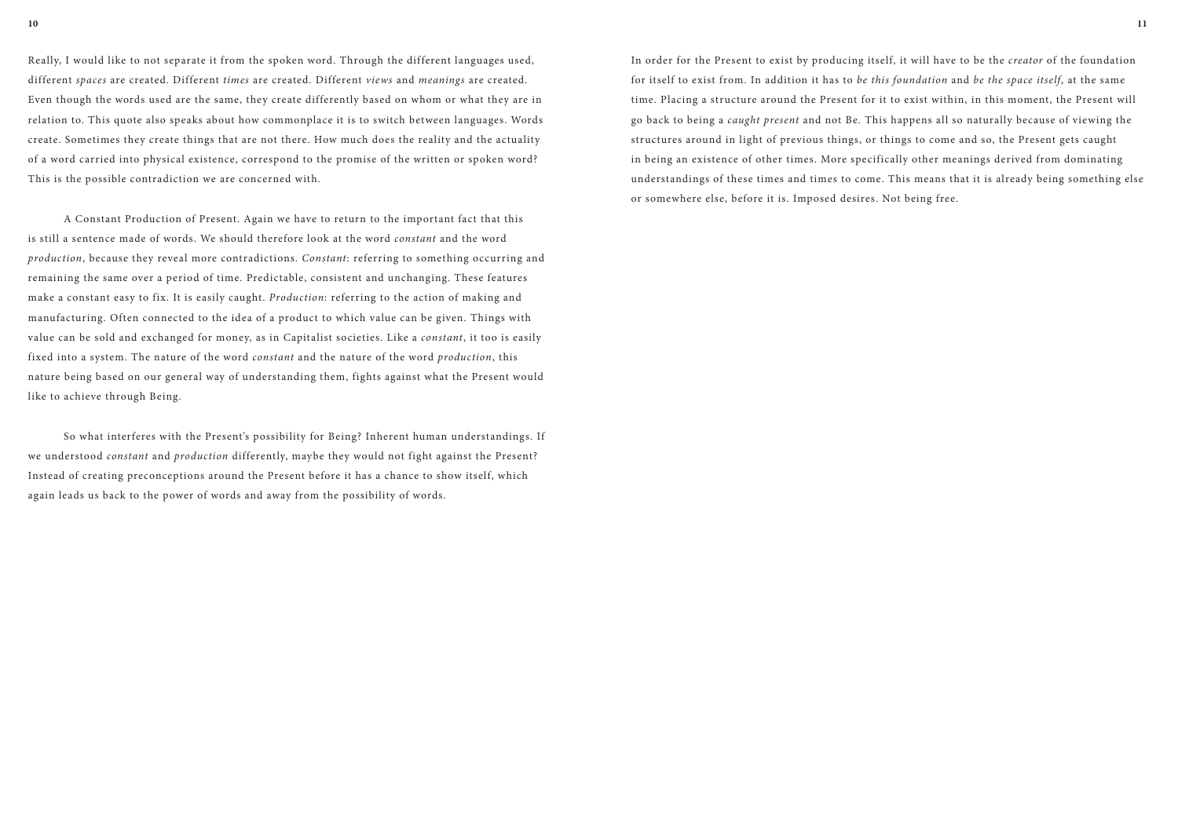Really, I would like to not separate it from the spoken word. Through the different languages used, different *spaces* are created. Different *times* are created. Different *views* and *meanings* are created. Even though the words used are the same, they create differently based on whom or what they are in relation to. This quote also speaks about how commonplace it is to switch between languages. Words create. Sometimes they create things that are not there. How much does the reality and the actuality of a word carried into physical existence, correspond to the promise of the written or spoken word? This is the possible contradiction we are concerned with.

A Constant Production of Present. Again we have to return to the important fact that this is still a sentence made of words. We should therefore look at the word *constant* and the word *production*, because they reveal more contradictions. *Constant*: referring to something occurring and remaining the same over a period of time. Predictable, consistent and unchanging. These features make a constant easy to fix. It is easily caught. *Production*: referring to the action of making and manufacturing. Often connected to the idea of a product to which value can be given. Things with value can be sold and exchanged for money, as in Capitalist societies. Like a *constant*, it too is easily fixed into a system. The nature of the word *constant* and the nature of the word *production*, this nature being based on our general way of understanding them, fights against what the Present would like to achieve through Being.

So what interferes with the Present's possibility for Being? Inherent human understandings. If we understood *constant* and *production* differently, maybe they would not fight against the Present? Instead of creating preconceptions around the Present before it has a chance to show itself, which again leads us back to the power of words and away from the possibility of words.

In order for the Present to exist by producing itself, it will have to be the *creator* of the foundation for itself to exist from. In addition it has to *be this foundation* and *be the space itself*, at the same time. Placing a structure around the Present for it to exist within, in this moment, the Present will go back to being a *caught present* and not Be. This happens all so naturally because of viewing the structures around in light of previous things, or things to come and so, the Present gets caught in being an existence of other times. More specifically other meanings derived from dominating understandings of these times and times to come. This means that it is already being something else or somewhere else, before it is. Imposed desires. Not being free.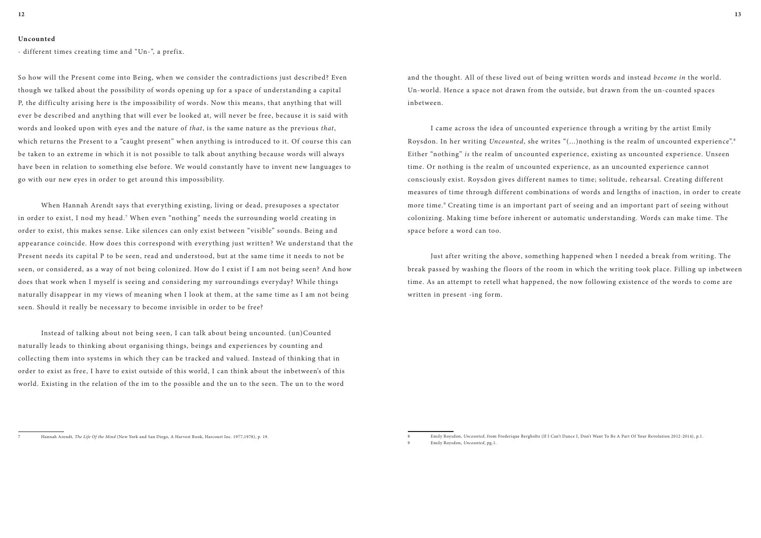**Uncounted**

- different times creating time and "Un-", a prefix.

So how will the Present come into Being, when we consider the contradictions just described? Even though we talked about the possibility of words opening up for a space of understanding a capital P, the difficulty arising here is the impossibility of words. Now this means, that anything that will ever be described and anything that will ever be looked at, will never be free, because it is said with words and looked upon with eyes and the nature of *that*, is the same nature as the previous *that*, which returns the Present to a "caught present" when anything is introduced to it. Of course this can be taken to an extreme in which it is not possible to talk about anything because words will always have been in relation to something else before. We would constantly have to invent new languages to go with our new eyes in order to get around this impossibility.

When Hannah Arendt says that everything existing, living or dead, presuposes a spectator in order to exist, I nod my head.[7] When even "nothing" needs the surrounding world creating in order to exist, this makes sense. Like silences can only exist between "visible" sounds. Being and appearance coincide. How does this correspond with everything just written? We understand that the Present needs its capital P to be seen, read and understood, but at the same time it needs to not be seen, or considered, as a way of not being colonized. How do I exist if I am not being seen? And how does that work when I myself is seeing and considering my surroundings everyday? While things naturally disappear in my views of meaning when I look at them, at the same time as I am not being seen. Should it really be necessary to become invisible in order to be free?

Instead of talking about not being seen, I can talk about being uncounted. (un)Counted naturally leads to thinking about organising things, beings and experiences by counting and collecting them into systems in which they can be tracked and valued. Instead of thinking that in order to exist as free, I have to exist outside of this world, I can think about the inbetween's of this world. Existing in the relation of the im to the possible and the un to the seen. The un to the word and the thought. All of these lived out of being written words and instead *become in* the world. Un-world. Hence a space not drawn from the outside, but drawn from the un-counted spaces inbetween.

I came across the idea of uncounted experience through a writing by the artist Emily Roysdon. In her writing *Uncounted*, she writes "(...)nothing is the realm of uncounted experience".[8] Either "nothing" *is* the realm of uncounted experience, existing as uncounted experience. Unseen time. Or nothing is the realm of uncounted experience, as an uncounted experience cannot consciously exist. Roysdon gives different names to time; solitude, rehearsal. Creating different measures of time through different combinations of words and lengths of inaction, in order to create more time.[9] Creating time is an important part of seeing and an important part of seeing without colonizing. Making time before inherent or automatic understanding. Words can make time. The space before a word can too.

Just after writing the above, something happened when I needed a break from writing. The break passed by washing the floors of the room in which the writing took place. Filling up inbetween time. As an attempt to retell what happened, the now following existence of the words to come are written in present -ing form.

---

7 Hannah Arendt, *The Life Of the Mind* (New York and San Diego, A Harvest Book, Harcourt Inc. 1977,1978), p. 19.

8 Emily Roysdon, *Uncounted*, from Frederique Bergholtz (If I Can't Dance I, Don't Want To Be A Part Of Your Revolution 2012-2014), p.1.

9 Emily Roysdon, *Uncounted*, pg.1.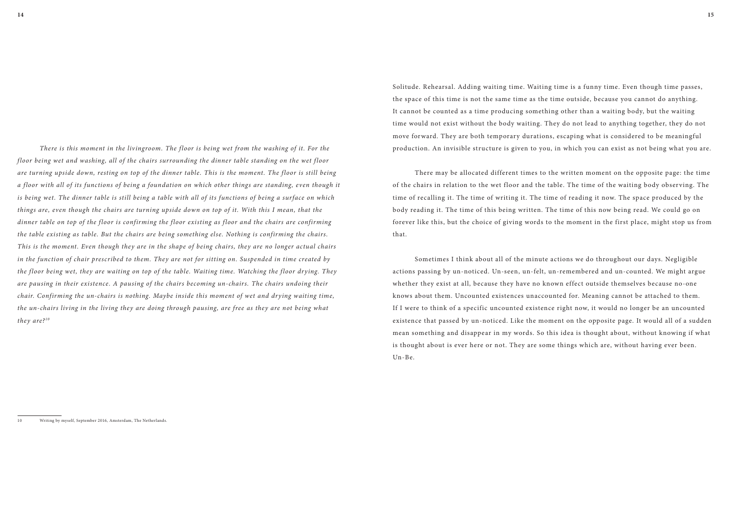*There is this moment in the livingroom. The floor is being wet from the washing of it. For the floor being wet and washing, all of the chairs surrounding the dinner table standing on the wet floor are turning upside down, resting on top of the dinner table. This is the moment. The floor is still being a floor with all of its functions of being a foundation on which other things are standing, even though it is being wet. The dinner table is still being a table with all of its functions of being a surface on which things are, even though the chairs are turning upside down on top of it. With this I mean, that the dinner table on top of the floor is confirming the floor existing as floor and the chairs are confirming the table existing as table. But the chairs are being something else. Nothing is confirming the chairs. This is the moment. Even though they are in the shape of being chairs, they are no longer actual chairs in the function of chair prescribed to them. They are not for sitting on. Suspended in time created by the floor being wet, they are waiting on top of the table. Waiting time. Watching the floor drying. They are pausing in their existence. A pausing of the chairs becoming un-chairs. The chairs undoing their chair. Confirming the un-chairs is nothing. Maybe inside this moment of wet and drying waiting time, the un-chairs living in the living they are doing through pausing, are free as they are not being what they are?*[10]

10 Writing by myself, September 2016, Amsterdam, The Netherlands.

Solitude. Rehearsal. Adding waiting time. Waiting time is a funny time. Even though time passes, the space of this time is not the same time as the time outside, because you cannot do anything. It cannot be counted as a time producing something other than a waiting body, but the waiting time would not exist without the body waiting. They do not lead to anything together, they do not move forward. They are both temporary durations, escaping what is considered to be meaningful production. An invisible structure is given to you, in which you can exist as not being what you are.

There may be allocated different times to the written moment on the opposite page: the time of the chairs in relation to the wet floor and the table. The time of the waiting body observing. The time of recalling it. The time of writing it. The time of reading it now. The space produced by the body reading it. The time of this being written. The time of this now being read. We could go on forever like this, but the choice of giving words to the moment in the first place, might stop us from that.

Sometimes I think about all of the minute actions we do throughout our days. Negligible actions passing by un-noticed. Un-seen, un-felt, un-remembered and un-counted. We might argue whether they exist at all, because they have no known effect outside themselves because no-one knows about them. Uncounted existences unaccounted for. Meaning cannot be attached to them. If I were to think of a specific uncounted existence right now, it would no longer be an uncounted existence that passed by un-noticed. Like the moment on the opposite page. It would all of a sudden mean something and disappear in my words. So this idea is thought about, without knowing if what is thought about is ever here or not. They are some things which are, without having ever been. Un-Be.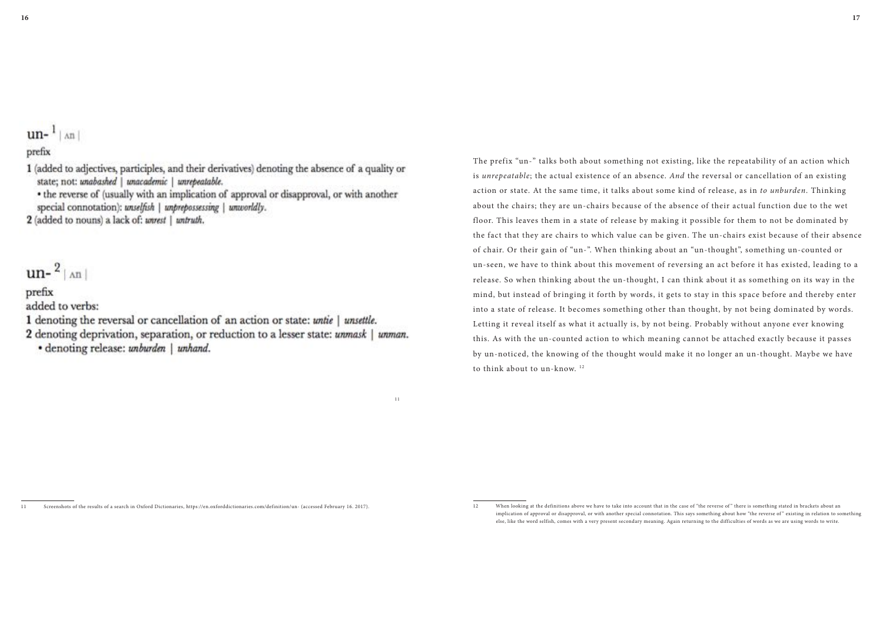un-[1] | ʌn |

prefix

1 (added to adjectives, participles, and their derivatives) denoting the absence of a quality or state; not: *unabashed* | *unacademic* | *unrepeatable*.
• the reverse of (usually with an implication of approval or disapproval, or with another special connotation): *unselfish* | *unprepossessing* | *unworldly*.
2 (added to nouns) a lack of: *unrest* | *untruth*.

un-[2] | ʌn |

prefix

added to verbs:
1 denoting the reversal or cancellation of an action or state: *untie* | *unsettle*.
2 denoting deprivation, separation, or reduction to a lesser state: *unmask* | *unman*.
• denoting release: *unburden* | *unhand*.

[11]

The prefix "un-" talks both about something not existing, like the repeatability of an action which is *unrepeatable*; the actual existence of an absence. *And* the reversal or cancellation of an existing action or state. At the same time, it talks about some kind of release, as in *to unburden*. Thinking about the chairs; they are un-chairs because of the absence of their actual function due to the wet floor. This leaves them in a state of release by making it possible for them to not be dominated by the fact that they are chairs to which value can be given. The un-chairs exist because of their absence of chair. Or their gain of "un-". When thinking about an "un-thought", something un-counted or un-seen, we have to think about this movement of reversing an act before it has existed, leading to a release. So when thinking about the un-thought, I can think about it as something on its way in the mind, but instead of bringing it forth by words, it gets to stay in this space before and thereby enter into a state of release. It becomes something other than thought, by not being dominated by words. Letting it reveal itself as what it actually is, by not being. Probably without anyone ever knowing this. As with the un-counted action to which meaning cannot be attached exactly because it passes by un-noticed, the knowing of the thought would make it no longer an un-thought. Maybe we have to think about to un-know. [12]

---

11 Screenshots of the results of a search in Oxford Dictionaries, https://en.oxforddictionaries.com/definition/un- (accessed February 16. 2017).

12 When looking at the definitions above we have to take into account that in the case of "the reverse of" there is something stated in brackets about an implication of approval or disapproval, or with another special connotation. This says something about how "the reverse of" existing in relation to something else, like the word selfish, comes with a very present secondary meaning. Again returning to the difficulties of words as we are using words to write.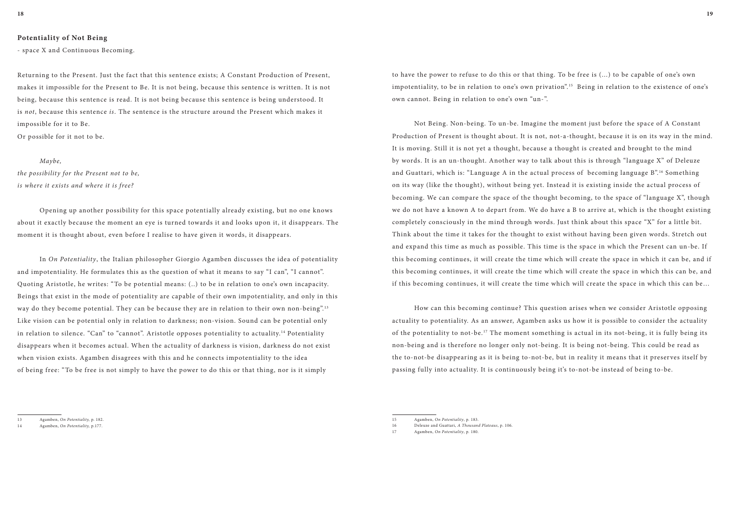**Potentiality of Not Being**

- space X and Continuous Becoming.

Returning to the Present. Just the fact that this sentence exists; A Constant Production of Present, makes it impossible for the Present to Be. It is not being, because this sentence is written. It is not being, because this sentence is read. It is not being because this sentence is being understood. It is *not*, because this sentence *is*. The sentence is the structure around the Present which makes it impossible for it to Be.
Or possible for it not to be.

*Maybe,*
*the possibility for the Present not to be,*
*is where it exists and where it is free?*

Opening up another possibility for this space potentially already existing, but no one knows about it exactly because the moment an eye is turned towards it and looks upon it, it disappears. The moment it is thought about, even before I realise to have given it words, it disappears.

In *On Potentiality*, the Italian philosopher Giorgio Agamben discusses the idea of potentiality and impotentiality. He formulates this as the question of what it means to say "I can", "I cannot". Quoting Aristotle, he writes: "To be potential means: (..) to be in relation to one's own incapacity. Beings that exist in the mode of potentiality are capable of their own impotentiality, and only in this way do they become potential. They can be because they are in relation to their own non-being".[13] Like vision can be potential only in relation to darkness; non-vision. Sound can be potential only in relation to silence. "Can" to "cannot". Aristotle opposes potentiality to actuality.[14] Potentiality disappears when it becomes actual. When the actuality of darkness is vision, darkness do not exist when vision exists. Agamben disagrees with this and he connects impotentiality to the idea of being free: "To be free is not simply to have the power to do this or that thing, nor is it simply to have the power to refuse to do this or that thing. To be free is (...) to be capable of one's own impotentiality, to be in relation to one's own privation".[15] Being in relation to the existence of one's own cannot. Being in relation to one's own "un-".

Not Being. Non-being. To un-be. Imagine the moment just before the space of A Constant Production of Present is thought about. It is not, not-a-thought, because it is on its way in the mind. It is moving. Still it is not yet a thought, because a thought is created and brought to the mind by words. It is an un-thought. Another way to talk about this is through "language X" of Deleuze and Guattari, which is: "Language A in the actual process of becoming language B".[16] Something on its way (like the thought), without being yet. Instead it is existing inside the actual process of becoming. We can compare the space of the thought becoming, to the space of "language X", though we do not have a known A to depart from. We do have a B to arrive at, which is the thought existing completely consciously in the mind through words. Just think about this space "X" for a little bit. Think about the time it takes for the thought to exist without having been given words. Stretch out and expand this time as much as possible. This time is the space in which the Present can un-be. If this becoming continues, it will create the time which will create the space in which it can be, and if this becoming continues, it will create the time which will create the space in which this can be, and if this becoming continues, it will create the time which will create the space in which this can be...

How can this becoming continue? This question arises when we consider Aristotle opposing actuality to potentiality. As an answer, Agamben asks us how it is possible to consider the actuality of the potentiality to not-be.[17] The moment something is actual in its not-being, it is fully being its non-being and is therefore no longer only not-being. It is being not-being. This could be read as the to-not-be disappearing as it is being to-not-be, but in reality it means that it preserves itself by passing fully into actuality. It is continuously being it's to-not-be instead of being to-be.

---

13 Agamben, *On Potentiality*, p. 182.
14 Agamben, *On Potentiality*, p.177.
15 Agamben, *On Potentiality*, p. 183.
16 Deleuze and Guattari, *A Thousand Plateaus*, p. 106.
17 Agamben, *On Potentiality*, p. 180.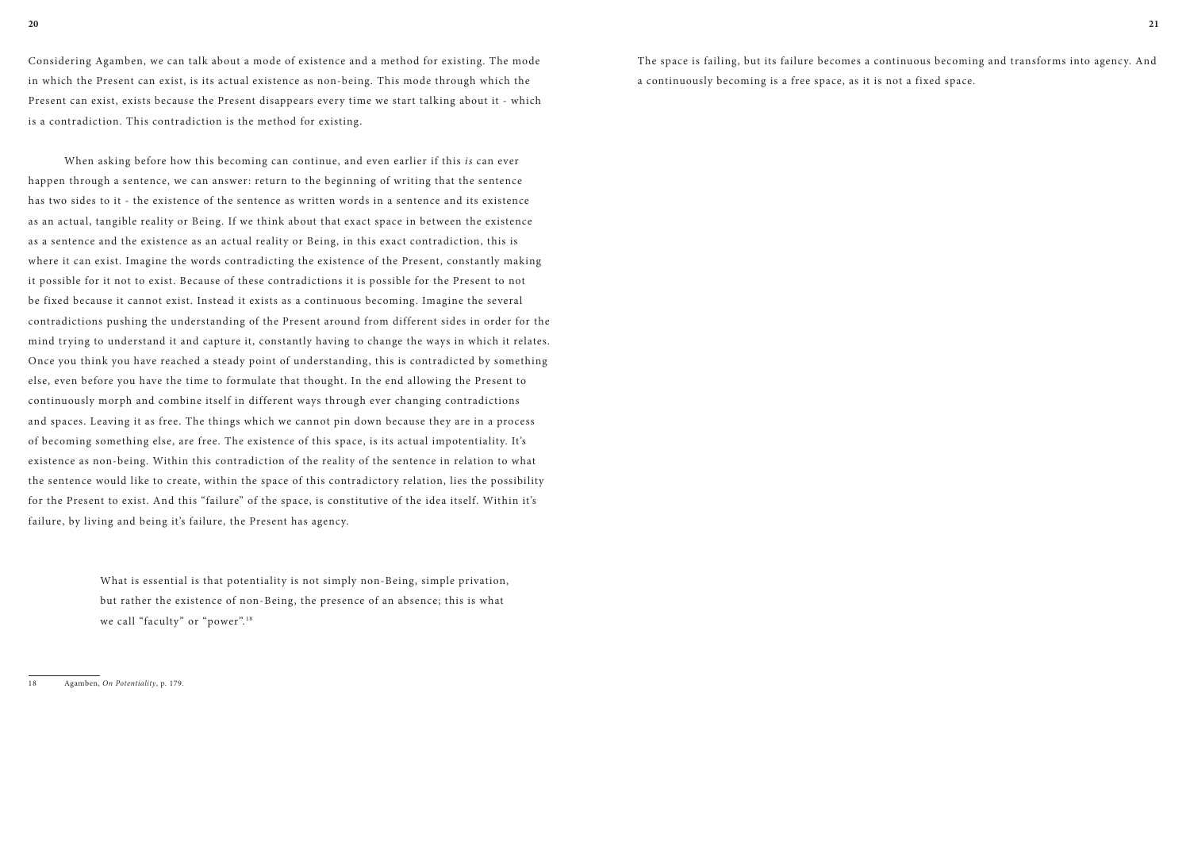Considering Agamben, we can talk about a mode of existence and a method for existing. The mode in which the Present can exist, is its actual existence as non-being. This mode through which the Present can exist, exists because the Present disappears every time we start talking about it - which is a contradiction. This contradiction is the method for existing.

When asking before how this becoming can continue, and even earlier if this *is* can ever happen through a sentence, we can answer: return to the beginning of writing that the sentence has two sides to it - the existence of the sentence as written words in a sentence and its existence as an actual, tangible reality or Being. If we think about that exact space in between the existence as a sentence and the existence as an actual reality or Being, in this exact contradiction, this is where it can exist. Imagine the words contradicting the existence of the Present, constantly making it possible for it not to exist. Because of these contradictions it is possible for the Present to not be fixed because it cannot exist. Instead it exists as a continuous becoming. Imagine the several contradictions pushing the understanding of the Present around from different sides in order for the mind trying to understand it and capture it, constantly having to change the ways in which it relates. Once you think you have reached a steady point of understanding, this is contradicted by something else, even before you have the time to formulate that thought. In the end allowing the Present to continuously morph and combine itself in different ways through ever changing contradictions and spaces. Leaving it as free. The things which we cannot pin down because they are in a process of becoming something else, are free. The existence of this space, is its actual impotentiality. It's existence as non-being. Within this contradiction of the reality of the sentence in relation to what the sentence would like to create, within the space of this contradictory relation, lies the possibility for the Present to exist. And this "failure" of the space, is constitutive of the idea itself. Within it's failure, by living and being it's failure, the Present has agency.

> What is essential is that potentiality is not simply non-Being, simple privation, but rather the existence of non-Being, the presence of an absence; this is what we call "faculty" or "power".[18]

The space is failing, but its failure becomes a continuous becoming and transforms into agency. And a continuously becoming is a free space, as it is not a fixed space.

---

18 Agamben, *On Potentiality*, p. 179.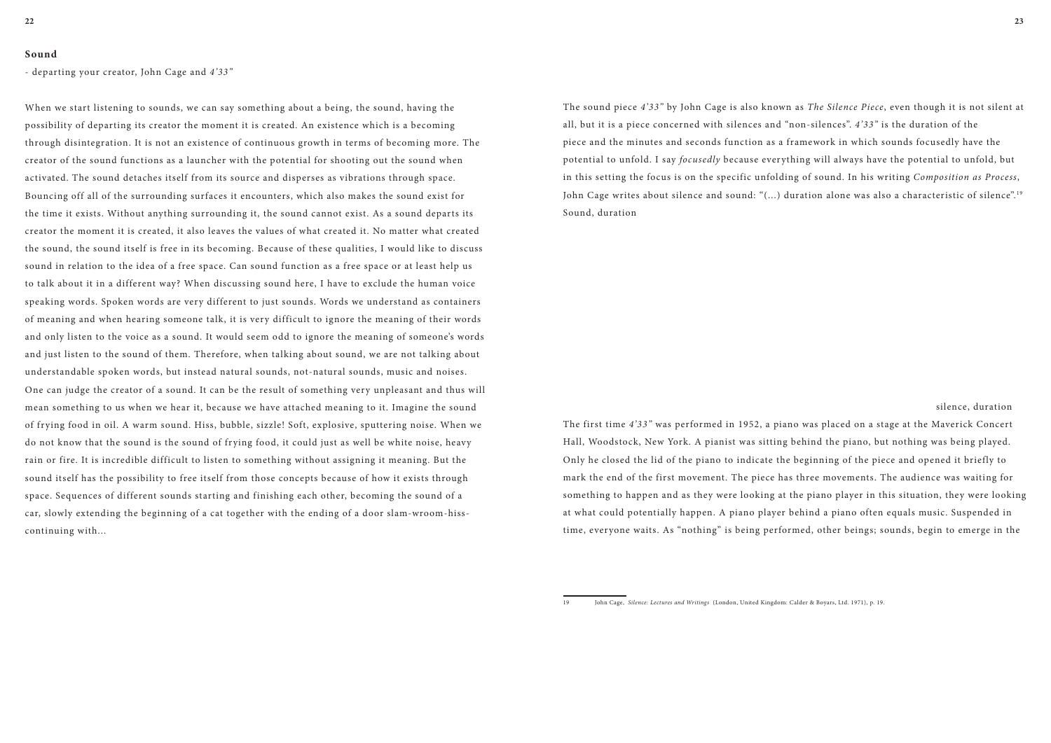## Sound

- departing your creator, John Cage and *4'33"*

When we start listening to sounds, we can say something about a being, the sound, having the possibility of departing its creator the moment it is created. An existence which is a becoming through disintegration. It is not an existence of continuous growth in terms of becoming more. The creator of the sound functions as a launcher with the potential for shooting out the sound when activated. The sound detaches itself from its source and disperses as vibrations through space. Bouncing off all of the surrounding surfaces it encounters, which also makes the sound exist for the time it exists. Without anything surrounding it, the sound cannot exist. As a sound departs its creator the moment it is created, it also leaves the values of what created it. No matter what created the sound, the sound itself is free in its becoming. Because of these qualities, I would like to discuss sound in relation to the idea of a free space. Can sound function as a free space or at least help us to talk about it in a different way? When discussing sound here, I have to exclude the human voice speaking words. Spoken words are very different to just sounds. Words we understand as containers of meaning and when hearing someone talk, it is very difficult to ignore the meaning of their words and only listen to the voice as a sound. It would seem odd to ignore the meaning of someone's words and just listen to the sound of them. Therefore, when talking about sound, we are not talking about understandable spoken words, but instead natural sounds, not-natural sounds, music and noises. One can judge the creator of a sound. It can be the result of something very unpleasant and thus will mean something to us when we hear it, because we have attached meaning to it. Imagine the sound of frying food in oil. A warm sound. Hiss, bubble, sizzle! Soft, explosive, sputtering noise. When we do not know that the sound is the sound of frying food, it could just as well be white noise, heavy rain or fire. It is incredible difficult to listen to something without assigning it meaning. But the sound itself has the possibility to free itself from those concepts because of how it exists through space. Sequences of different sounds starting and finishing each other, becoming the sound of a car, slowly extending the beginning of a cat together with the ending of a door slam-wroom-hiss-continuing with...

The sound piece *4'33"* by John Cage is also known as *The Silence Piece*, even though it is not silent at all, but it is a piece concerned with silences and "non-silences". *4'33"* is the duration of the piece and the minutes and seconds function as a framework in which sounds focusedly have the potential to unfold. I say *focusedly* because everything will always have the potential to unfold, but in this setting the focus is on the specific unfolding of sound. In his writing *Composition as Process*, John Cage writes about silence and sound: "(...) duration alone was also a characteristic of silence".[19]

Sound, duration

silence, duration

The first time *4'33"* was performed in 1952, a piano was placed on a stage at the Maverick Concert Hall, Woodstock, New York. A pianist was sitting behind the piano, but nothing was being played. Only he closed the lid of the piano to indicate the beginning of the piece and opened it briefly to mark the end of the first movement. The piece has three movements. The audience was waiting for something to happen and as they were looking at the piano player in this situation, they were looking at what could potentially happen. A piano player behind a piano often equals music. Suspended in time, everyone waits. As "nothing" is being performed, other beings; sounds, begin to emerge in the

19 John Cage, *Silence: Lectures and Writings* (London, United Kingdom: Calder & Boyars, Ltd. 1971), p. 19.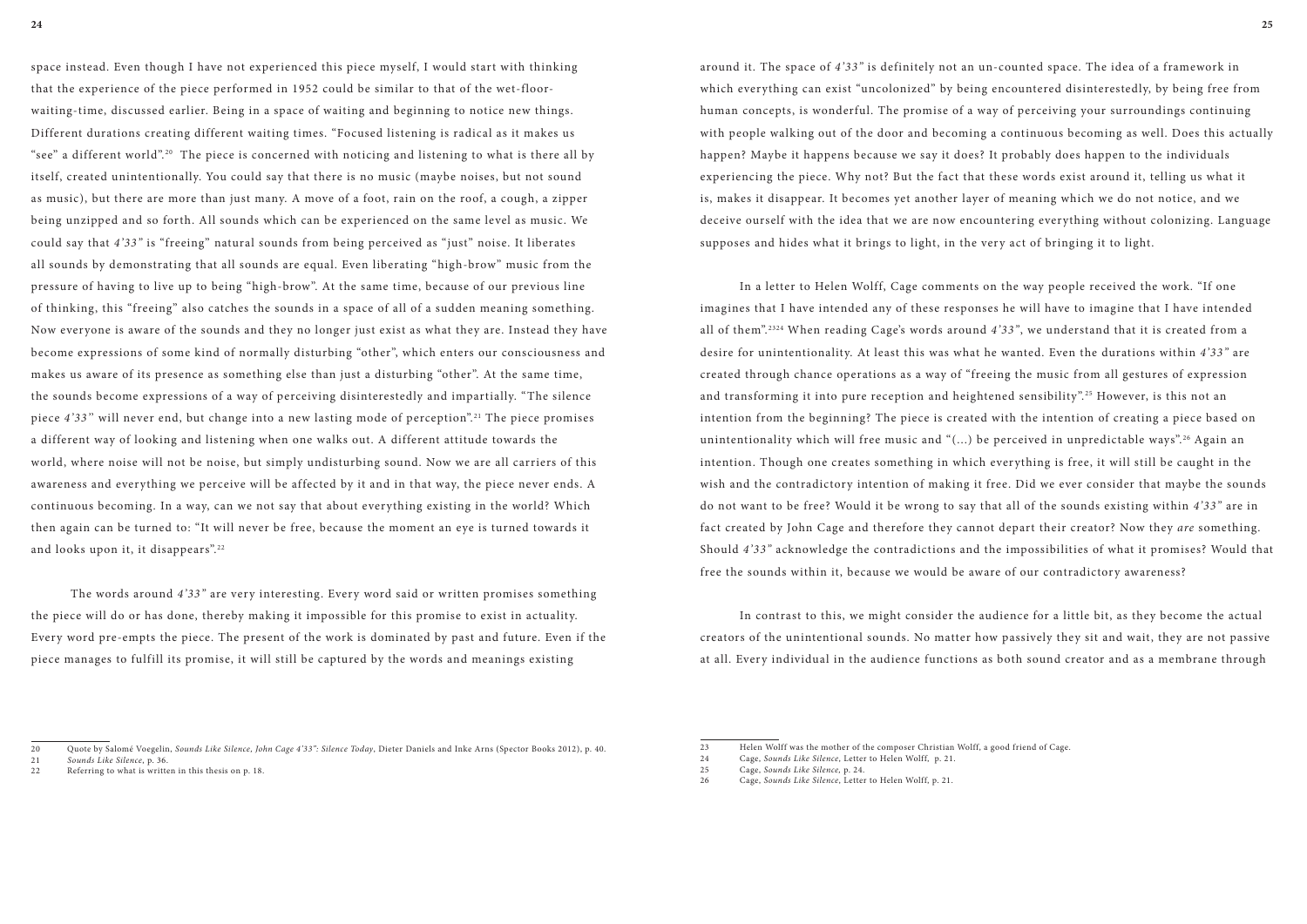space instead. Even though I have not experienced this piece myself, I would start with thinking that the experience of the piece performed in 1952 could be similar to that of the wet-floor-waiting-time, discussed earlier. Being in a space of waiting and beginning to notice new things. Different durations creating different waiting times. "Focused listening is radical as it makes us "see" a different world".[20] The piece is concerned with noticing and listening to what is there all by itself, created unintentionally. You could say that there is no music (maybe noises, but not sound as music), but there are more than just many. A move of a foot, rain on the roof, a cough, a zipper being unzipped and so forth. All sounds which can be experienced on the same level as music. We could say that *4'33"* is "freeing" natural sounds from being perceived as "just" noise. It liberates all sounds by demonstrating that all sounds are equal. Even liberating "high-brow" music from the pressure of having to live up to being "high-brow". At the same time, because of our previous line of thinking, this "freeing" also catches the sounds in a space of all of a sudden meaning something. Now everyone is aware of the sounds and they no longer just exist as what they are. Instead they have become expressions of some kind of normally disturbing "other", which enters our consciousness and makes us aware of its presence as something else than just a disturbing "other". At the same time, the sounds become expressions of a way of perceiving disinterestedly and impartially. "The silence piece *4'33"* will never end, but change into a new lasting mode of perception".[21] The piece promises a different way of looking and listening when one walks out. A different attitude towards the world, where noise will not be noise, but simply undisturbing sound. Now we are all carriers of this awareness and everything we perceive will be affected by it and in that way, the piece never ends. A continuous becoming. In a way, can we not say that about everything existing in the world? Which then again can be turned to: "It will never be free, because the moment an eye is turned towards it and looks upon it, it disappears".[22]

The words around *4'33"* are very interesting. Every word said or written promises something the piece will do or has done, thereby making it impossible for this promise to exist in actuality. Every word pre-empts the piece. The present of the work is dominated by past and future. Even if the piece manages to fulfill its promise, it will still be captured by the words and meanings existing around it. The space of *4'33"* is definitely not an un-counted space. The idea of a framework in which everything can exist "uncolonized" by being encountered disinterestedly, by being free from human concepts, is wonderful. The promise of a way of perceiving your surroundings continuing with people walking out of the door and becoming a continuous becoming as well. Does this actually happen? Maybe it happens because we say it does? It probably does happen to the individuals experiencing the piece. Why not? But the fact that these words exist around it, telling us what it is, makes it disappear. It becomes yet another layer of meaning which we do not notice, and we deceive ourself with the idea that we are now encountering everything without colonizing. Language supposes and hides what it brings to light, in the very act of bringing it to light.

In a letter to Helen Wolff, Cage comments on the way people received the work. "If one imagines that I have intended any of these responses he will have to imagine that I have intended all of them".[23][24] When reading Cage's words around *4'33"*, we understand that it is created from a desire for unintentionality. At least this was what he wanted. Even the durations within *4'33"* are created through chance operations as a way of "freeing the music from all gestures of expression and transforming it into pure reception and heightened sensibility".[25] However, is this not an intention from the beginning? The piece is created with the intention of creating a piece based on unintentionality which will free music and "(...) be perceived in unpredictable ways".[26] Again an intention. Though one creates something in which everything is free, it will still be caught in the wish and the contradictory intention of making it free. Did we ever consider that maybe the sounds do not want to be free? Would it be wrong to say that all of the sounds existing within *4'33"* are in fact created by John Cage and therefore they cannot depart their creator? Now they *are* something. Should *4'33"* acknowledge the contradictions and the impossibilities of what it promises? Would that free the sounds within it, because we would be aware of our contradictory awareness?

In contrast to this, we might consider the audience for a little bit, as they become the actual creators of the unintentional sounds. No matter how passively they sit and wait, they are not passive at all. Every individual in the audience functions as both sound creator and as a membrane through

---

20 Quote by Salomé Voegelin, *Sounds Like Silence, John Cage 4'33": Silence Today*, Dieter Daniels and Inke Arns (Spector Books 2012), p. 40.
21 *Sounds Like Silence*, p. 36.
22 Referring to what is written in this thesis on p. 18.

23 Helen Wolff was the mother of the composer Christian Wolff, a good friend of Cage.
24 Cage, *Sounds Like Silence*, Letter to Helen Wolff, p. 21.
25 Cage, *Sounds Like Silence*, p. 24.
26 Cage, *Sounds Like Silence*, Letter to Helen Wolff, p. 21.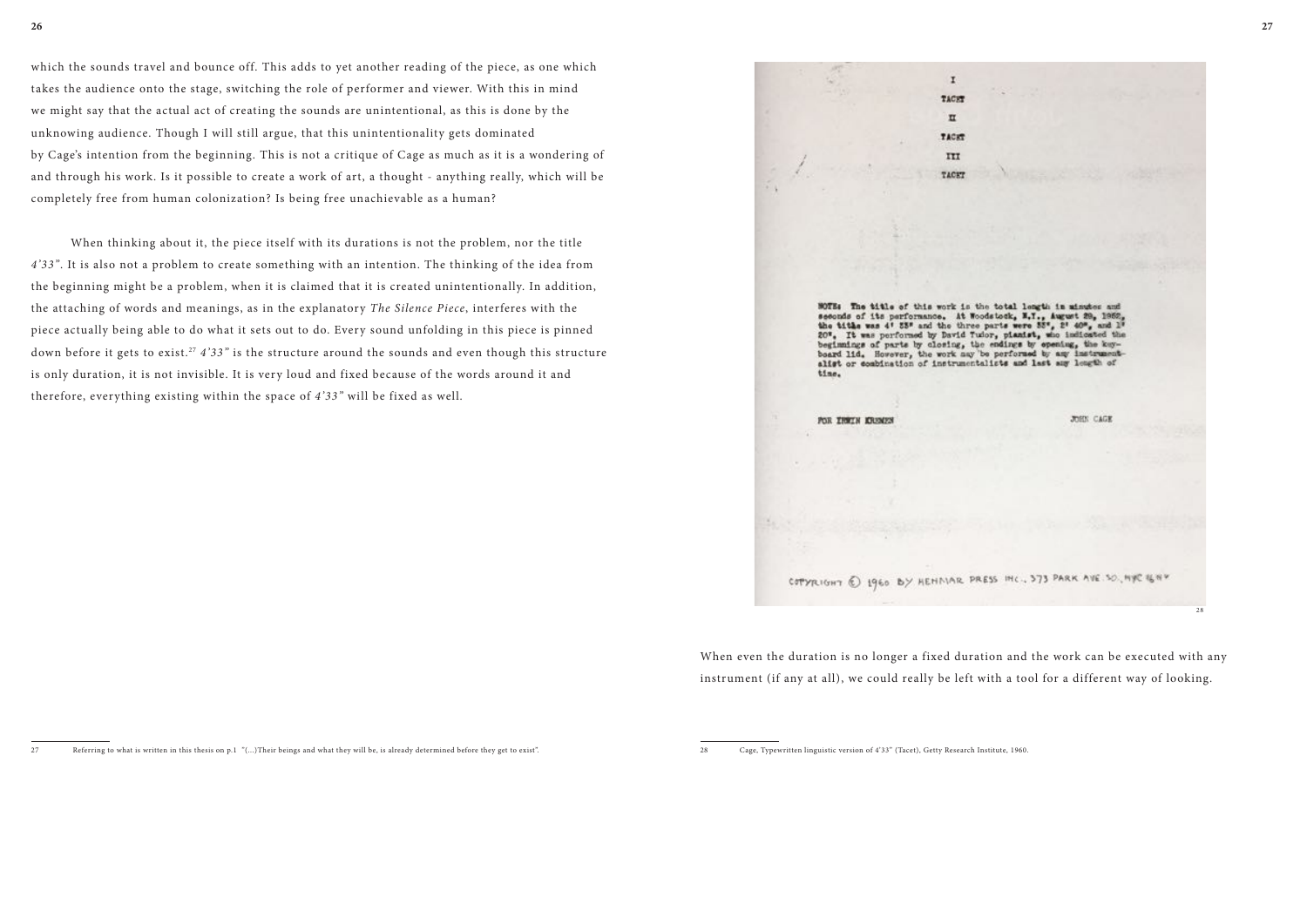which the sounds travel and bounce off. This adds to yet another reading of the piece, as one which takes the audience onto the stage, switching the role of performer and viewer. With this in mind we might say that the actual act of creating the sounds are unintentional, as this is done by the unknowing audience. Though I will still argue, that this unintentionality gets dominated by Cage's intention from the beginning. This is not a critique of Cage as much as it is a wondering of and through his work. Is it possible to create a work of art, a thought - anything really, which will be completely free from human colonization? Is being free unachievable as a human?

When thinking about it, the piece itself with its durations is not the problem, nor the title *4'33"*. It is also not a problem to create something with an intention. The thinking of the idea from the beginning might be a problem, when it is claimed that it is created unintentionally. In addition, the attaching of words and meanings, as in the explanatory *The Silence Piece*, interferes with the piece actually being able to do what it sets out to do. Every sound unfolding in this piece is pinned down before it gets to exist.[27] *4'33"* is the structure around the sounds and even though this structure is only duration, it is not invisible. It is very loud and fixed because of the words around it and therefore, everything existing within the space of *4'33"* will be fixed as well.

[28]

When even the duration is no longer a fixed duration and the work can be executed with any instrument (if any at all), we could really be left with a tool for a different way of looking.

---

27 Referring to what is written in this thesis on p.1 "(...)Their beings and what they will be, is already determined before they get to exist".

28 Cage, Typewritten linguistic version of 4'33" (Tacet), Getty Research Institute, 1960.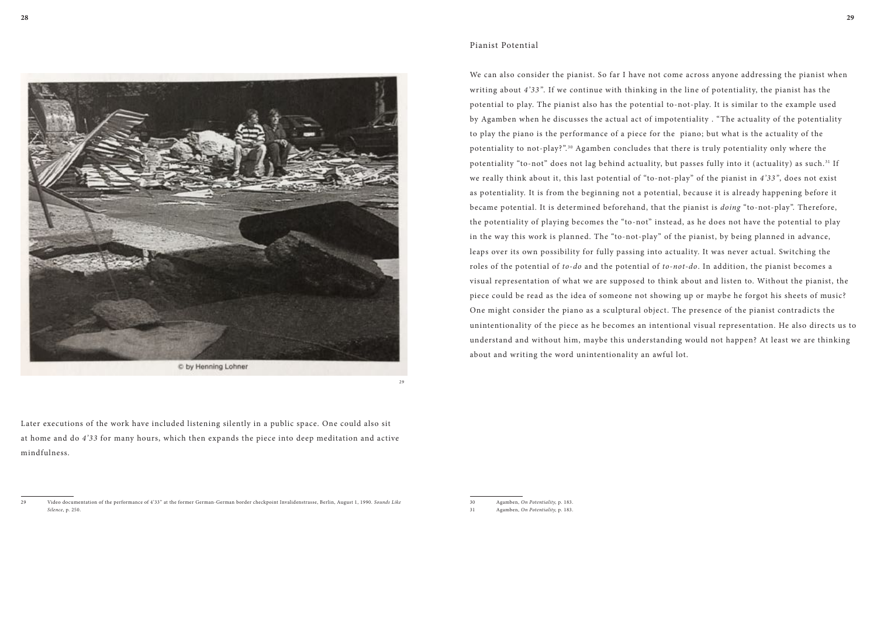Later executions of the work have included listening silently in a public space. One could also sit at home and do *4'33* for many hours, which then expands the piece into deep meditation and active mindfulness.

[29] Video documentation of the performance of 4'33" at the former German-German border checkpoint Invalidenstrasse, Berlin, August 1, 1990. *Sounds Like Silence*, p. 250.

## Pianist Potential

We can also consider the pianist. So far I have not come across anyone addressing the pianist when writing about *4'33"*. If we continue with thinking in the line of potentiality, the pianist has the potential to play. The pianist also has the potential to-not-play. It is similar to the example used by Agamben when he discusses the actual act of impotentiality . "The actuality of the potentiality to play the piano is the performance of a piece for the piano; but what is the actuality of the potentiality to not-play?".[30] Agamben concludes that there is truly potentiality only where the potentiality "to-not" does not lag behind actuality, but passes fully into it (actuality) as such.[31] If we really think about it, this last potential of "to-not-play" of the pianist in *4'33"*, does not exist as potentiality. It is from the beginning not a potential, because it is already happening before it became potential. It is determined beforehand, that the pianist is *doing* "to-not-play". Therefore, the potentiality of playing becomes the "to-not" instead, as he does not have the potential to play in the way this work is planned. The "to-not-play" of the pianist, by being planned in advance, leaps over its own possibility for fully passing into actuality. It was never actual. Switching the roles of the potential of *to-do* and the potential of *to-not-do*. In addition, the pianist becomes a visual representation of what we are supposed to think about and listen to. Without the pianist, the piece could be read as the idea of someone not showing up or maybe he forgot his sheets of music? One might consider the piano as a sculptural object. The presence of the pianist contradicts the unintentionality of the piece as he becomes an intentional visual representation. He also directs us to understand and without him, maybe this understanding would not happen? At least we are thinking about and writing the word unintentionality an awful lot.

[30] Agamben, *On Potentiality*, p. 183.

[31] Agamben, *On Potentiality*, p. 183.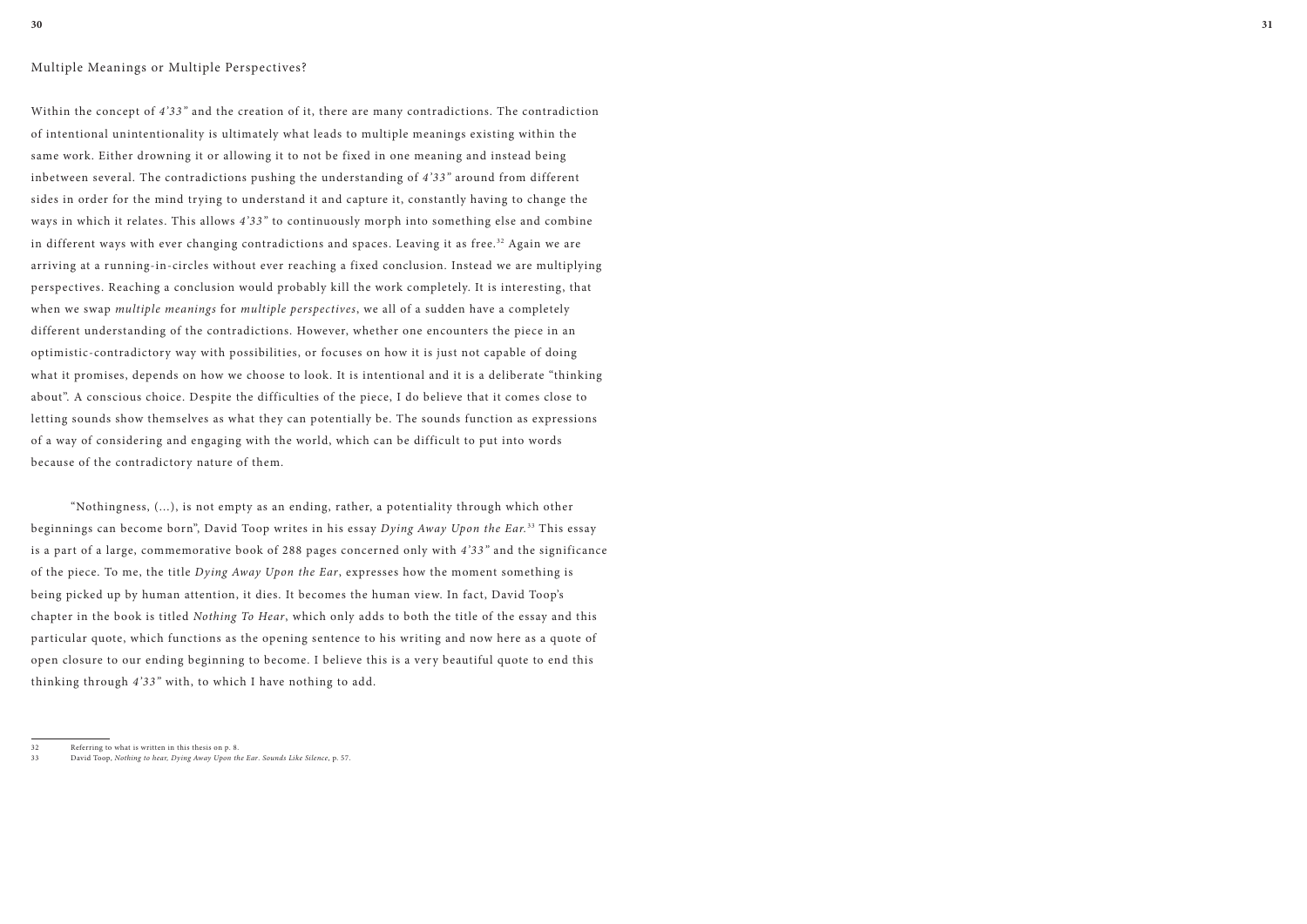## Multiple Meanings or Multiple Perspectives?

Within the concept of *4'33"* and the creation of it, there are many contradictions. The contradiction of intentional unintentionality is ultimately what leads to multiple meanings existing within the same work. Either drowning it or allowing it to not be fixed in one meaning and instead being inbetween several. The contradictions pushing the understanding of *4'33"* around from different sides in order for the mind trying to understand it and capture it, constantly having to change the ways in which it relates. This allows *4'33"* to continuously morph into something else and combine in different ways with ever changing contradictions and spaces. Leaving it as free.[32] Again we are arriving at a running-in-circles without ever reaching a fixed conclusion. Instead we are multiplying perspectives. Reaching a conclusion would probably kill the work completely. It is interesting, that when we swap *multiple meanings* for *multiple perspectives*, we all of a sudden have a completely different understanding of the contradictions. However, whether one encounters the piece in an optimistic-contradictory way with possibilities, or focuses on how it is just not capable of doing what it promises, depends on how we choose to look. It is intentional and it is a deliberate "thinking about". A conscious choice. Despite the difficulties of the piece, I do believe that it comes close to letting sounds show themselves as what they can potentially be. The sounds function as expressions of a way of considering and engaging with the world, which can be difficult to put into words because of the contradictory nature of them.

"Nothingness, (...), is not empty as an ending, rather, a potentiality through which other beginnings can become born", David Toop writes in his essay *Dying Away Upon the Ear.*[33] This essay is a part of a large, commemorative book of 288 pages concerned only with *4'33"* and the significance of the piece. To me, the title *Dying Away Upon the Ear*, expresses how the moment something is being picked up by human attention, it dies. It becomes the human view. In fact, David Toop's chapter in the book is titled *Nothing To Hear*, which only adds to both the title of the essay and this particular quote, which functions as the opening sentence to his writing and now here as a quote of open closure to our ending beginning to become. I believe this is a very beautiful quote to end this thinking through *4'33"* with, to which I have nothing to add.

---

32 Referring to what is written in this thesis on p. 8.

33 David Toop, *Nothing to hear, Dying Away Upon the Ear*. *Sounds Like Silence*, p. 57.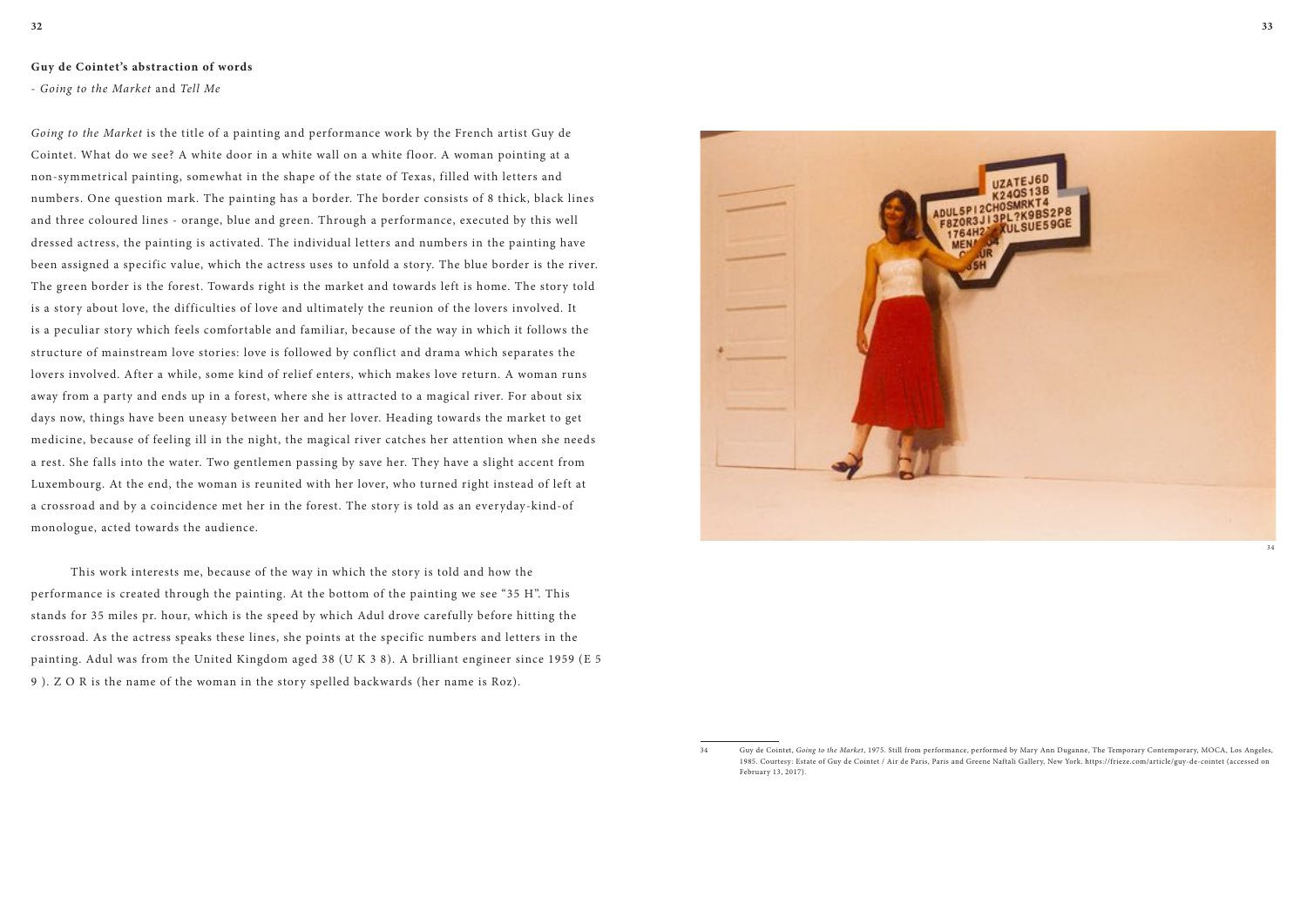**Guy de Cointet's abstraction of words**

*- Going to the Market* and *Tell Me*

*Going to the Market* is the title of a painting and performance work by the French artist Guy de Cointet. What do we see? A white door in a white wall on a white floor. A woman pointing at a non-symmetrical painting, somewhat in the shape of the state of Texas, filled with letters and numbers. One question mark. The painting has a border. The border consists of 8 thick, black lines and three coloured lines - orange, blue and green. Through a performance, executed by this well dressed actress, the painting is activated. The individual letters and numbers in the painting have been assigned a specific value, which the actress uses to unfold a story. The blue border is the river. The green border is the forest. Towards right is the market and towards left is home. The story told is a story about love, the difficulties of love and ultimately the reunion of the lovers involved. It is a peculiar story which feels comfortable and familiar, because of the way in which it follows the structure of mainstream love stories: love is followed by conflict and drama which separates the lovers involved. After a while, some kind of relief enters, which makes love return. A woman runs away from a party and ends up in a forest, where she is attracted to a magical river. For about six days now, things have been uneasy between her and her lover. Heading towards the market to get medicine, because of feeling ill in the night, the magical river catches her attention when she needs a rest. She falls into the water. Two gentlemen passing by save her. They have a slight accent from Luxembourg. At the end, the woman is reunited with her lover, who turned right instead of left at a crossroad and by a coincidence met her in the forest. The story is told as an everyday-kind-of monologue, acted towards the audience.

This work interests me, because of the way in which the story is told and how the performance is created through the painting. At the bottom of the painting we see "35 H". This stands for 35 miles pr. hour, which is the speed by which Adul drove carefully before hitting the crossroad. As the actress speaks these lines, she points at the specific numbers and letters in the painting. Adul was from the United Kingdom aged 38 (U K 3 8). A brilliant engineer since 1959 (E 5 9 ). Z O R is the name of the woman in the story spelled backwards (her name is Roz).

34 Guy de Cointet, *Going to the Market*, 1975. Still from performance, performed by Mary Ann Duganne, The Temporary Contemporary, MOCA, Los Angeles, 1985. Courtesy: Estate of Guy de Cointet / Air de Paris, Paris and Greene Naftali Gallery, New York. https://frieze.com/article/guy-de-cointet (accessed on February 13, 2017).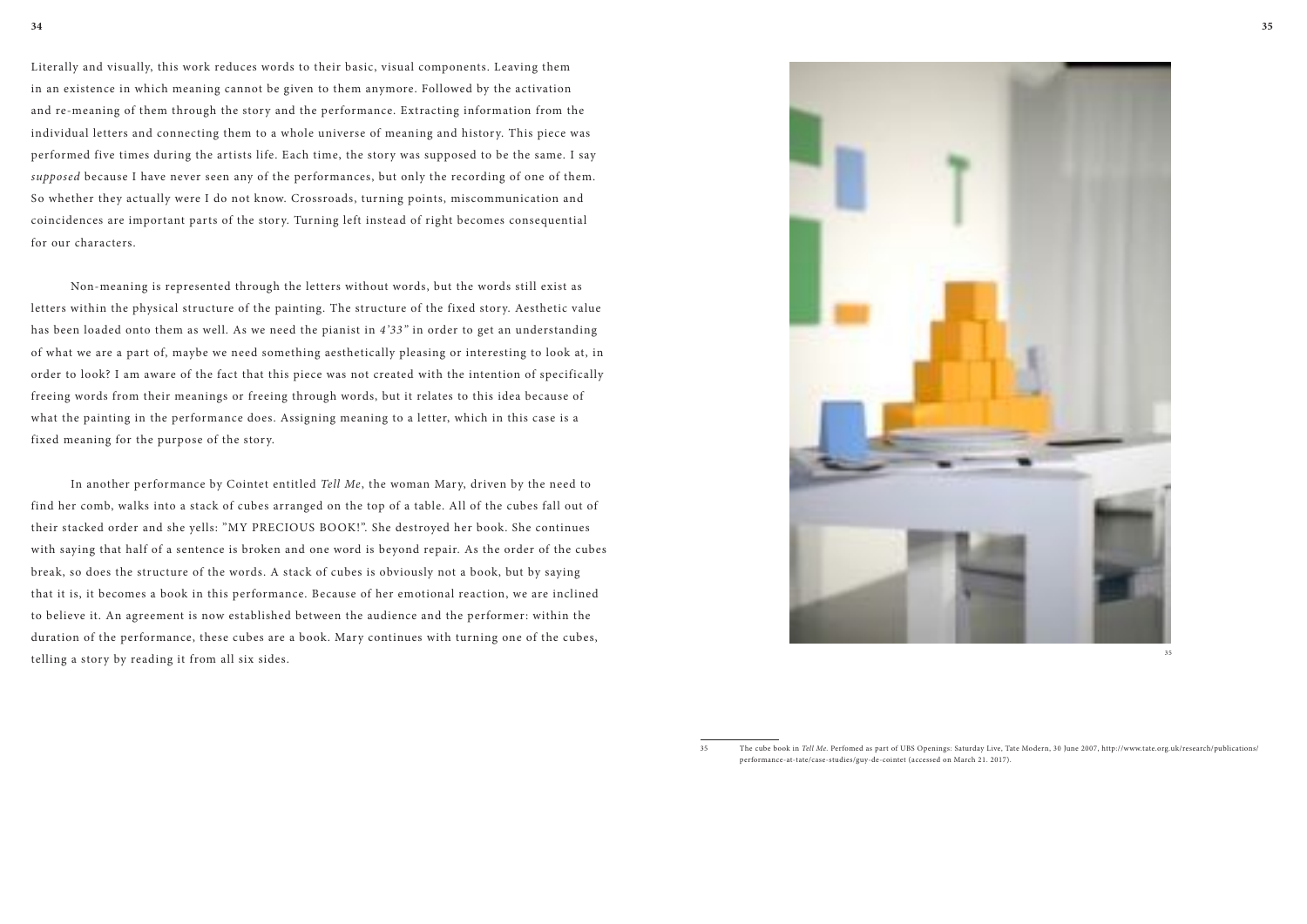Literally and visually, this work reduces words to their basic, visual components. Leaving them in an existence in which meaning cannot be given to them anymore. Followed by the activation and re-meaning of them through the story and the performance. Extracting information from the individual letters and connecting them to a whole universe of meaning and history. This piece was performed five times during the artists life. Each time, the story was supposed to be the same. I say *supposed* because I have never seen any of the performances, but only the recording of one of them. So whether they actually were I do not know. Crossroads, turning points, miscommunication and coincidences are important parts of the story. Turning left instead of right becomes consequential for our characters.

Non-meaning is represented through the letters without words, but the words still exist as letters within the physical structure of the painting. The structure of the fixed story. Aesthetic value has been loaded onto them as well. As we need the pianist in *4'33"* in order to get an understanding of what we are a part of, maybe we need something aesthetically pleasing or interesting to look at, in order to look? I am aware of the fact that this piece was not created with the intention of specifically freeing words from their meanings or freeing through words, but it relates to this idea because of what the painting in the performance does. Assigning meaning to a letter, which in this case is a fixed meaning for the purpose of the story.

In another performance by Cointet entitled *Tell Me*, the woman Mary, driven by the need to find her comb, walks into a stack of cubes arranged on the top of a table. All of the cubes fall out of their stacked order and she yells: "MY PRECIOUS BOOK!". She destroyed her book. She continues with saying that half of a sentence is broken and one word is beyond repair. As the order of the cubes break, so does the structure of the words. A stack of cubes is obviously not a book, but by saying that it is, it becomes a book in this performance. Because of her emotional reaction, we are inclined to believe it. An agreement is now established between the audience and the performer: within the duration of the performance, these cubes are a book. Mary continues with turning one of the cubes, telling a story by reading it from all six sides.

[35]

35 The cube book in *Tell Me*. Perfomed as part of UBS Openings: Saturday Live, Tate Modern, 30 June 2007, http://www.tate.org.uk/research/publications/performance-at-tate/case-studies/guy-de-cointet (accessed on March 21. 2017).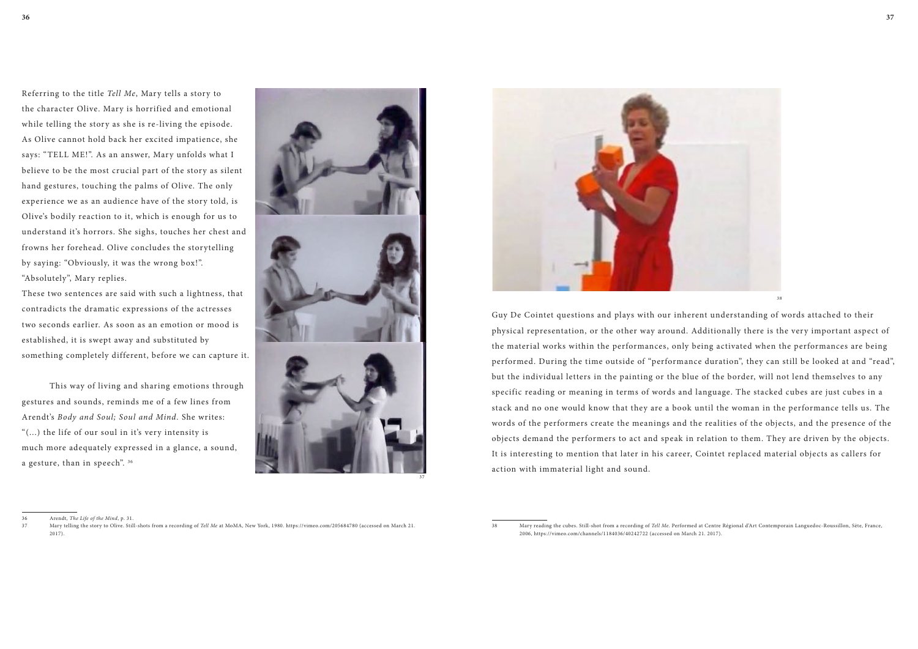Referring to the title *Tell Me*, Mary tells a story to the character Olive. Mary is horrified and emotional while telling the story as she is re-living the episode. As Olive cannot hold back her excited impatience, she says: "TELL ME!". As an answer, Mary unfolds what I believe to be the most crucial part of the story as silent hand gestures, touching the palms of Olive. The only experience we as an audience have of the story told, is Olive's bodily reaction to it, which is enough for us to understand it's horrors. She sighs, touches her chest and frowns her forehead. Olive concludes the storytelling by saying: "Obviously, it was the wrong box!". "Absolutely", Mary replies.
These two sentences are said with such a lightness, that contradicts the dramatic expressions of the actresses two seconds earlier. As soon as an emotion or mood is established, it is swept away and substituted by something completely different, before we can capture it.

This way of living and sharing emotions through gestures and sounds, reminds me of a few lines from Arendt's *Body and Soul; Soul and Mind*. She writes: "(...) the life of our soul in it's very intensity is much more adequately expressed in a glance, a sound, a gesture, than in speech". [36]

[37]

[38]

Guy De Cointet questions and plays with our inherent understanding of words attached to their physical representation, or the other way around. Additionally there is the very important aspect of the material works within the performances, only being activated when the performances are being performed. During the time outside of "performance duration", they can still be looked at and "read", but the individual letters in the painting or the blue of the border, will not lend themselves to any specific reading or meaning in terms of words and language. The stacked cubes are just cubes in a stack and no one would know that they are a book until the woman in the performance tells us. The words of the performers create the meanings and the realities of the objects, and the presence of the objects demand the performers to act and speak in relation to them. They are driven by the objects. It is interesting to mention that later in his career, Cointet replaced material objects as callers for action with immaterial light and sound.

---

36 Arendt, *The Life of the Mind*, p. 31.

37 Mary telling the story to Olive. Still-shots from a recording of *Tell Me* at MoMA, New York, 1980. https://vimeo.com/205684780 (accessed on March 21. 2017).

38 Mary reading the cubes. Still-shot from a recording of *Tell Me*. Performed at Centre Régional d'Art Contemporain Languedoc-Roussillon, Sète, France, 2006, https://vimeo.com/channels/1184036/40242722 (accessed on March 21. 2017).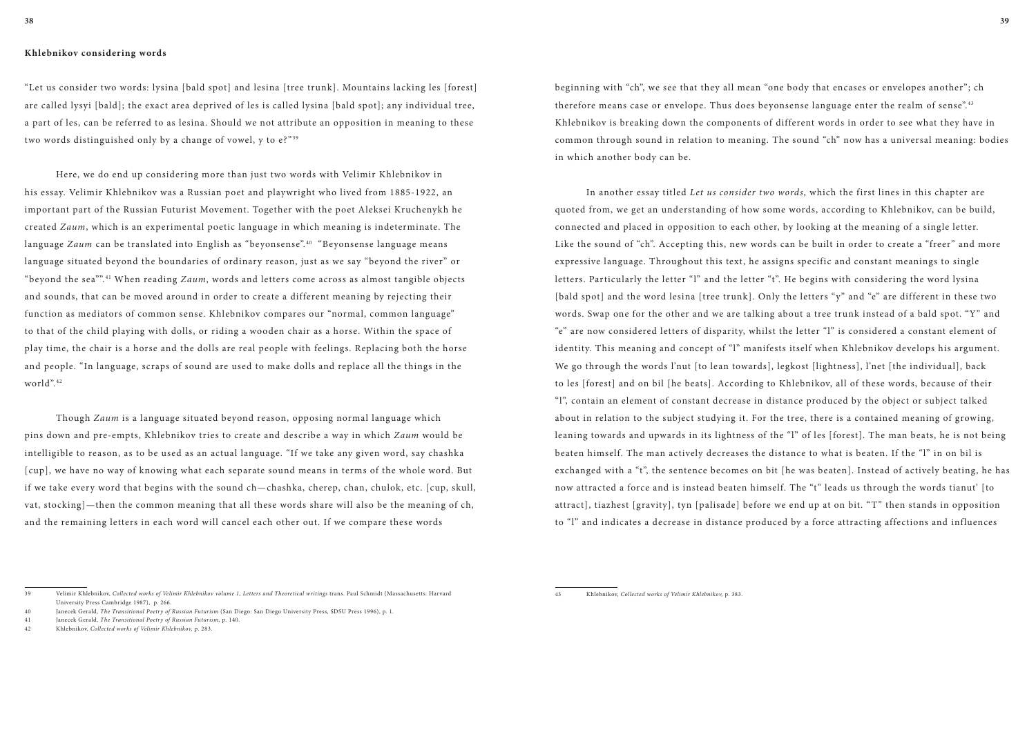**Khlebnikov considering words**

"Let us consider two words: lysina [bald spot] and lesina [tree trunk]. Mountains lacking les [forest] are called lysyi [bald]; the exact area deprived of les is called lysina [bald spot]; any individual tree, a part of les, can be referred to as lesina. Should we not attribute an opposition in meaning to these two words distinguished only by a change of vowel, y to e?"[39]

Here, we do end up considering more than just two words with Velimir Khlebnikov in his essay. Velimir Khlebnikov was a Russian poet and playwright who lived from 1885-1922, an important part of the Russian Futurist Movement. Together with the poet Aleksei Kruchenykh he created *Zaum*, which is an experimental poetic language in which meaning is indeterminate. The language *Zaum* can be translated into English as "beyonsense".[40] "Beyonsense language means language situated beyond the boundaries of ordinary reason, just as we say "beyond the river" or "beyond the sea"".[41] When reading *Zaum*, words and letters come across as almost tangible objects and sounds, that can be moved around in order to create a different meaning by rejecting their function as mediators of common sense. Khlebnikov compares our "normal, common language" to that of the child playing with dolls, or riding a wooden chair as a horse. Within the space of play time, the chair is a horse and the dolls are real people with feelings. Replacing both the horse and people. "In language, scraps of sound are used to make dolls and replace all the things in the world".[42]

Though *Zaum* is a language situated beyond reason, opposing normal language which pins down and pre-empts, Khlebnikov tries to create and describe a way in which *Zaum* would be intelligible to reason, as to be used as an actual language. "If we take any given word, say chashka [cup], we have no way of knowing what each separate sound means in terms of the whole word. But if we take every word that begins with the sound ch—chashka, cherep, chan, chulok, etc. [cup, skull, vat, stocking]—then the common meaning that all these words share will also be the meaning of ch, and the remaining letters in each word will cancel each other out. If we compare these words beginning with "ch", we see that they all mean "one body that encases or envelopes another"; ch therefore means case or envelope. Thus does beyonsense language enter the realm of sense".[43] Khlebnikov is breaking down the components of different words in order to see what they have in common through sound in relation to meaning. The sound "ch" now has a universal meaning: bodies in which another body can be.

In another essay titled *Let us consider two words*, which the first lines in this chapter are quoted from, we get an understanding of how some words, according to Khlebnikov, can be build, connected and placed in opposition to each other, by looking at the meaning of a single letter. Like the sound of "ch". Accepting this, new words can be built in order to create a "freer" and more expressive language. Throughout this text, he assigns specific and constant meanings to single letters. Particularly the letter "l" and the letter "t". He begins with considering the word lysina [bald spot] and the word lesina [tree trunk]. Only the letters "y" and "e" are different in these two words. Swap one for the other and we are talking about a tree trunk instead of a bald spot. "Y" and "e" are now considered letters of disparity, whilst the letter "l" is considered a constant element of identity. This meaning and concept of "l" manifests itself when Khlebnikov develops his argument. We go through the words l'nut [to lean towards], legkost [lightness], l'net [the individual], back to les [forest] and on bil [he beats]. According to Khlebnikov, all of these words, because of their "l", contain an element of constant decrease in distance produced by the object or subject talked about in relation to the subject studying it. For the tree, there is a contained meaning of growing, leaning towards and upwards in its lightness of the "l" of les [forest]. The man beats, he is not being beaten himself. The man actively decreases the distance to what is beaten. If the "l" in on bil is exchanged with a "t", the sentence becomes on bit [he was beaten]. Instead of actively beating, he has now attracted a force and is instead beaten himself. The "t" leads us through the words tianut' [to attract], tiazhest [gravity], tyn [palisade] before we end up at on bit. "T" then stands in opposition to "l" and indicates a decrease in distance produced by a force attracting affections and influences

---

39 Velimir Khlebnikov, *Collected works of Velimir Khlebnikov volume 1, Letters and Theoretical writings* trans. Paul Schmidt (Massachusetts: Harvard University Press Cambridge 1987), p. 266.

40 Janecek Gerald, *The Transitional Poetry of Russian Futurism* (San Diego: San Diego University Press, SDSU Press 1996), p. 1.

41 Janecek Gerald, *The Transitional Poetry of Russian Futurism*, p. 140.

42 Khlebnikov, *Collected works of Velimir Khlebnikov*, p. 283.

43 Khlebnikov, *Collected works of Velimir Khlebnikov*, p. 383.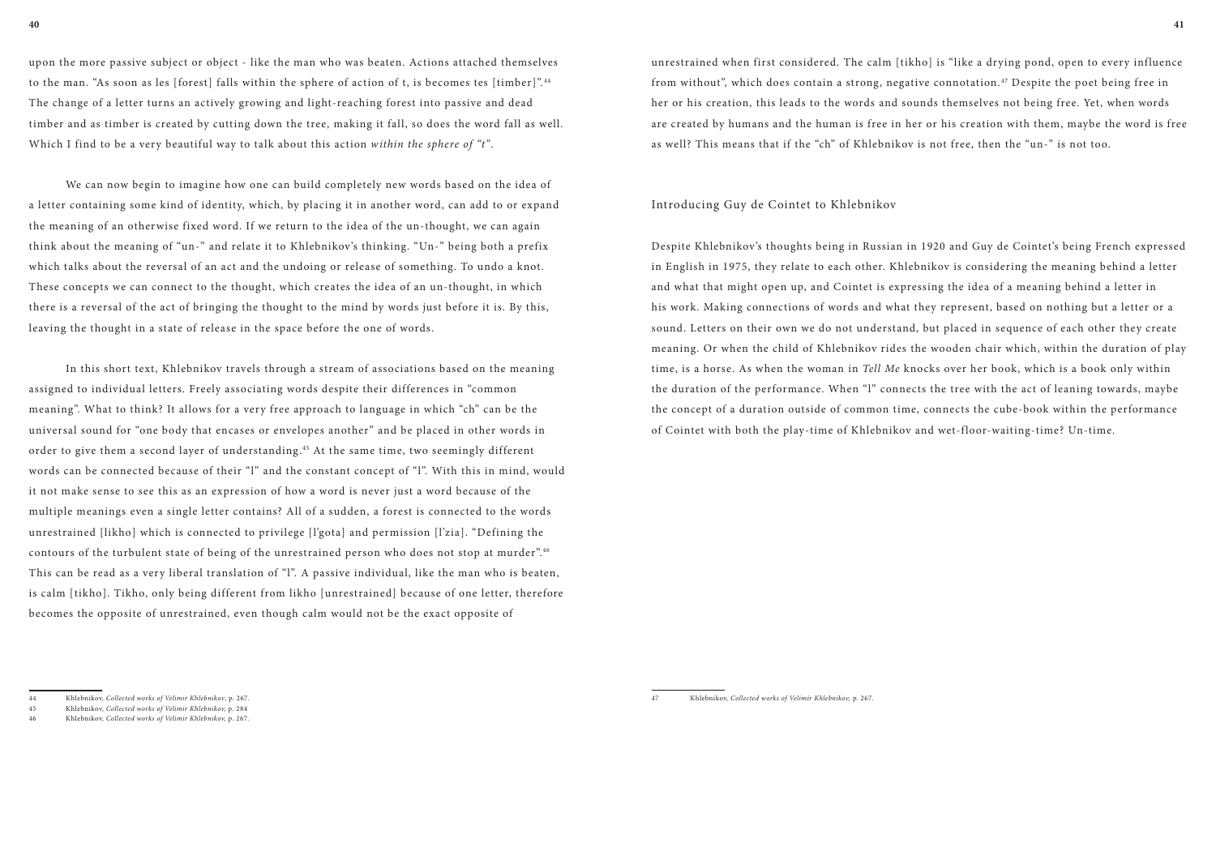upon the more passive subject or object - like the man who was beaten. Actions attached themselves to the man. "As soon as les [forest] falls within the sphere of action of t, is becomes tes [timber]".[44] The change of a letter turns an actively growing and light-reaching forest into passive and dead timber and as timber is created by cutting down the tree, making it fall, so does the word fall as well. Which I find to be a very beautiful way to talk about this action *within the sphere of "t"*.

We can now begin to imagine how one can build completely new words based on the idea of a letter containing some kind of identity, which, by placing it in another word, can add to or expand the meaning of an otherwise fixed word. If we return to the idea of the un-thought, we can again think about the meaning of "un-" and relate it to Khlebnikov's thinking. "Un-" being both a prefix which talks about the reversal of an act and the undoing or release of something. To undo a knot. These concepts we can connect to the thought, which creates the idea of an un-thought, in which there is a reversal of the act of bringing the thought to the mind by words just before it is. By this, leaving the thought in a state of release in the space before the one of words.

In this short text, Khlebnikov travels through a stream of associations based on the meaning assigned to individual letters. Freely associating words despite their differences in "common meaning". What to think? It allows for a very free approach to language in which "ch" can be the universal sound for "one body that encases or envelopes another" and be placed in other words in order to give them a second layer of understanding.[45] At the same time, two seemingly different words can be connected because of their "l" and the constant concept of "l". With this in mind, would it not make sense to see this as an expression of how a word is never just a word because of the multiple meanings even a single letter contains? All of a sudden, a forest is connected to the words unrestrained [likho] which is connected to privilege [l'gota] and permission [l'zia]. "Defining the contours of the turbulent state of being of the unrestrained person who does not stop at murder".[46] This can be read as a very liberal translation of "l". A passive individual, like the man who is beaten, is calm [tikho]. Tikho, only being different from likho [unrestrained] because of one letter, therefore becomes the opposite of unrestrained, even though calm would not be the exact opposite of unrestrained when first considered. The calm [tikho] is "like a drying pond, open to every influence from without", which does contain a strong, negative connotation.[47] Despite the poet being free in her or his creation, this leads to the words and sounds themselves not being free. Yet, when words are created by humans and the human is free in her or his creation with them, maybe the word is free as well? This means that if the "ch" of Khlebnikov is not free, then the "un-" is not too.

## Introducing Guy de Cointet to Khlebnikov

Despite Khlebnikov's thoughts being in Russian in 1920 and Guy de Cointet's being French expressed in English in 1975, they relate to each other. Khlebnikov is considering the meaning behind a letter and what that might open up, and Cointet is expressing the idea of a meaning behind a letter in his work. Making connections of words and what they represent, based on nothing but a letter or a sound. Letters on their own we do not understand, but placed in sequence of each other they create meaning. Or when the child of Khlebnikov rides the wooden chair which, within the duration of play time, is a horse. As when the woman in *Tell Me* knocks over her book, which is a book only within the duration of the performance. When "l" connects the tree with the act of leaning towards, maybe the concept of a duration outside of common time, connects the cube-book within the performance of Cointet with both the play-time of Khlebnikov and wet-floor-waiting-time? Un-time.

---

44 Khlebnikov, *Collected works of Velimir Khlebnikov*, p. 267.

45 Khlebnikov, *Collected works of Velimir Khlebnikov*, p. 284

46 Khlebnikov, *Collected works of Velimir Khlebnikov*, p. 267.

47 Khlebnikov, *Collected works of Velimir Khlebnikov*, p. 267.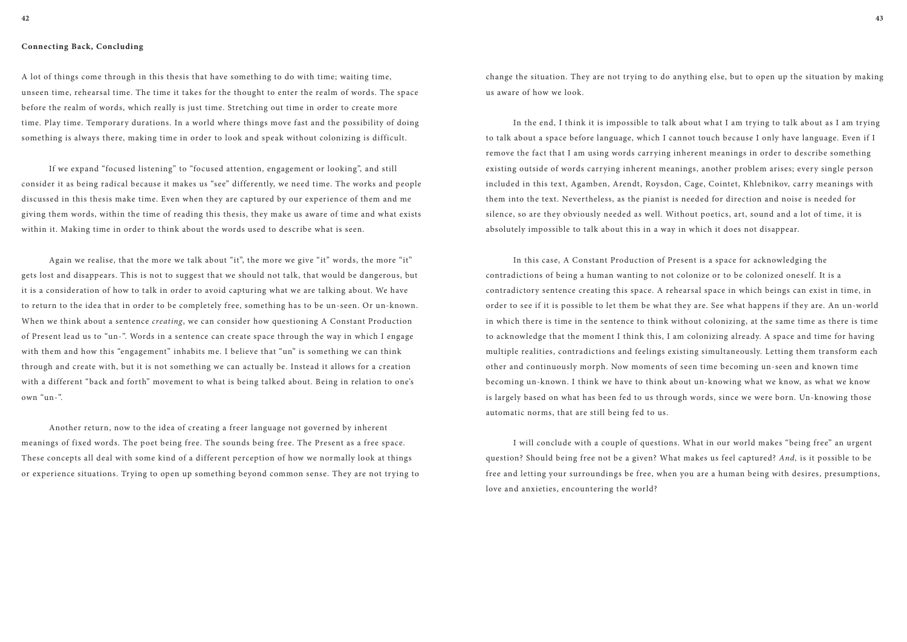**Connecting Back, Concluding**

A lot of things come through in this thesis that have something to do with time; waiting time, unseen time, rehearsal time. The time it takes for the thought to enter the realm of words. The space before the realm of words, which really is just time. Stretching out time in order to create more time. Play time. Temporary durations. In a world where things move fast and the possibility of doing something is always there, making time in order to look and speak without colonizing is difficult.

If we expand "focused listening" to "focused attention, engagement or looking", and still consider it as being radical because it makes us "see" differently, we need time. The works and people discussed in this thesis make time. Even when they are captured by our experience of them and me giving them words, within the time of reading this thesis, they make us aware of time and what exists within it. Making time in order to think about the words used to describe what is seen.

Again we realise, that the more we talk about "it", the more we give "it" words, the more "it" gets lost and disappears. This is not to suggest that we should not talk, that would be dangerous, but it is a consideration of how to talk in order to avoid capturing what we are talking about. We have to return to the idea that in order to be completely free, something has to be un-seen. Or un-known. When we think about a sentence *creating*, we can consider how questioning A Constant Production of Present lead us to "un-". Words in a sentence can create space through the way in which I engage with them and how this "engagement" inhabits me. I believe that "un" is something we can think through and create with, but it is not something we can actually be. Instead it allows for a creation with a different "back and forth" movement to what is being talked about. Being in relation to one's own "un-".

Another return, now to the idea of creating a freer language not governed by inherent meanings of fixed words. The poet being free. The sounds being free. The Present as a free space. These concepts all deal with some kind of a different perception of how we normally look at things or experience situations. Trying to open up something beyond common sense. They are not trying to change the situation. They are not trying to do anything else, but to open up the situation by making us aware of how we look.

In the end, I think it is impossible to talk about what I am trying to talk about as I am trying to talk about a space before language, which I cannot touch because I only have language. Even if I remove the fact that I am using words carrying inherent meanings in order to describe something existing outside of words carrying inherent meanings, another problem arises; every single person included in this text, Agamben, Arendt, Roysdon, Cage, Cointet, Khlebnikov, carry meanings with them into the text. Nevertheless, as the pianist is needed for direction and noise is needed for silence, so are they obviously needed as well. Without poetics, art, sound and a lot of time, it is absolutely impossible to talk about this in a way in which it does not disappear.

In this case, A Constant Production of Present is a space for acknowledging the contradictions of being a human wanting to not colonize or to be colonized oneself. It is a contradictory sentence creating this space. A rehearsal space in which beings can exist in time, in order to see if it is possible to let them be what they are. See what happens if they are. An un-world in which there is time in the sentence to think without colonizing, at the same time as there is time to acknowledge that the moment I think this, I am colonizing already. A space and time for having multiple realities, contradictions and feelings existing simultaneously. Letting them transform each other and continuously morph. Now moments of seen time becoming un-seen and known time becoming un-known. I think we have to think about un-knowing what we know, as what we know is largely based on what has been fed to us through words, since we were born. Un-knowing those automatic norms, that are still being fed to us.

I will conclude with a couple of questions. What in our world makes "being free" an urgent question? Should being free not be a given? What makes us feel captured? *And,* is it possible to be free and letting your surroundings be free, when you are a human being with desires, presumptions, love and anxieties, encountering the world?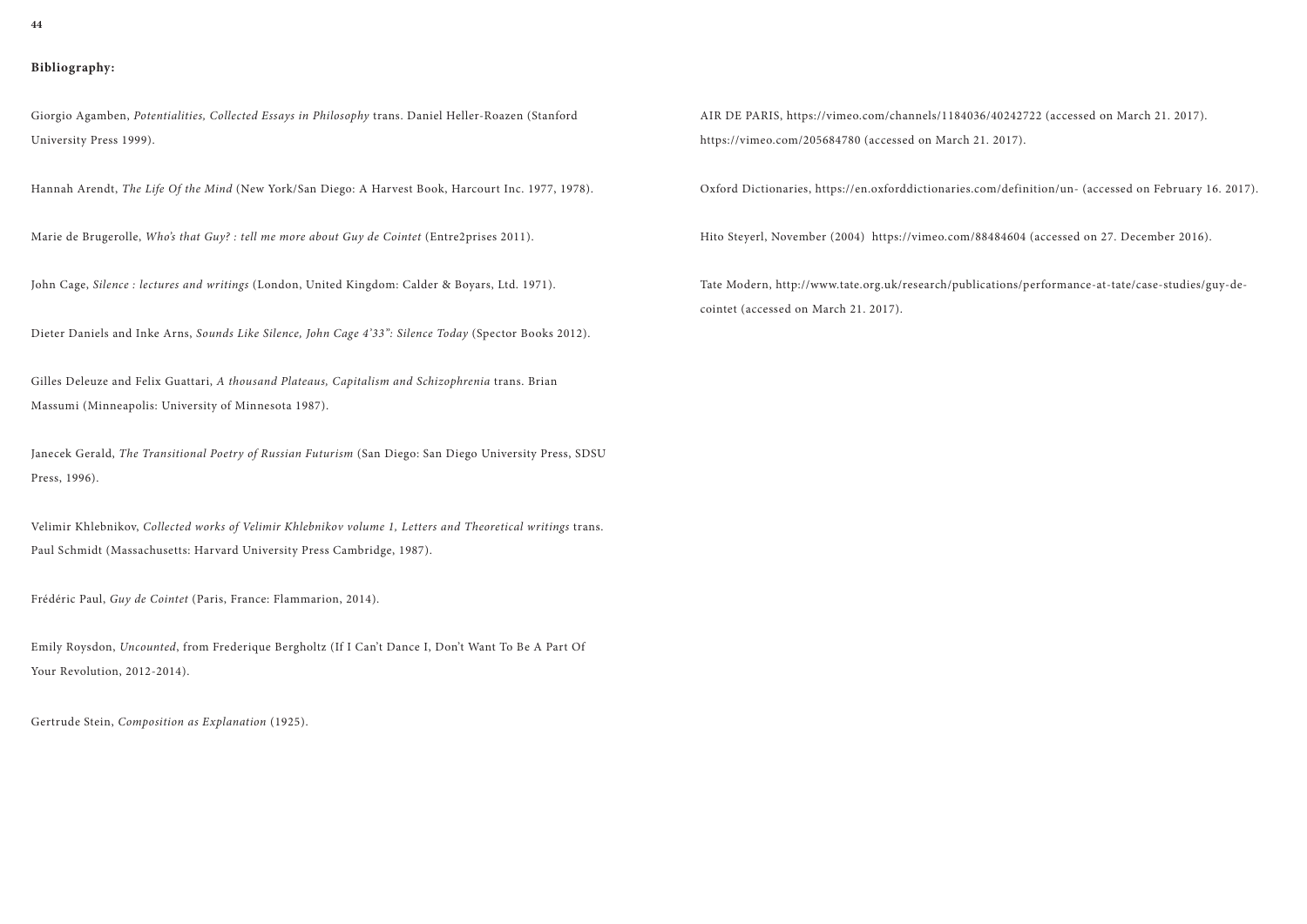**Bibliography:**

Giorgio Agamben, *Potentialities, Collected Essays in Philosophy* trans. Daniel Heller-Roazen (Stanford University Press 1999).

Hannah Arendt, *The Life Of the Mind* (New York/San Diego: A Harvest Book, Harcourt Inc. 1977, 1978).

Marie de Brugerolle, *Who's that Guy? : tell me more about Guy de Cointet* (Entre2prises 2011).

John Cage, *Silence : lectures and writings* (London, United Kingdom: Calder & Boyars, Ltd. 1971).

Dieter Daniels and Inke Arns, *Sounds Like Silence, John Cage 4'33": Silence Today* (Spector Books 2012).

Gilles Deleuze and Felix Guattari, *A thousand Plateaus, Capitalism and Schizophrenia* trans. Brian Massumi (Minneapolis: University of Minnesota 1987).

Janecek Gerald, *The Transitional Poetry of Russian Futurism* (San Diego: San Diego University Press, SDSU Press, 1996).

Velimir Khlebnikov, *Collected works of Velimir Khlebnikov volume 1, Letters and Theoretical writings* trans. Paul Schmidt (Massachusetts: Harvard University Press Cambridge, 1987).

Frédéric Paul, *Guy de Cointet* (Paris, France: Flammarion, 2014).

Emily Roysdon, *Uncounted*, from Frederique Bergholtz (If I Can't Dance I, Don't Want To Be A Part Of Your Revolution, 2012-2014).

Gertrude Stein, *Composition as Explanation* (1925).

AIR DE PARIS, https://vimeo.com/channels/1184036/40242722 (accessed on March 21. 2017). https://vimeo.com/205684780 (accessed on March 21. 2017).

Oxford Dictionaries, https://en.oxforddictionaries.com/definition/un- (accessed on February 16. 2017).

Hito Steyerl, November (2004) https://vimeo.com/88484604 (accessed on 27. December 2016).

Tate Modern, http://www.tate.org.uk/research/publications/performance-at-tate/case-studies/guy-de-cointet (accessed on March 21. 2017).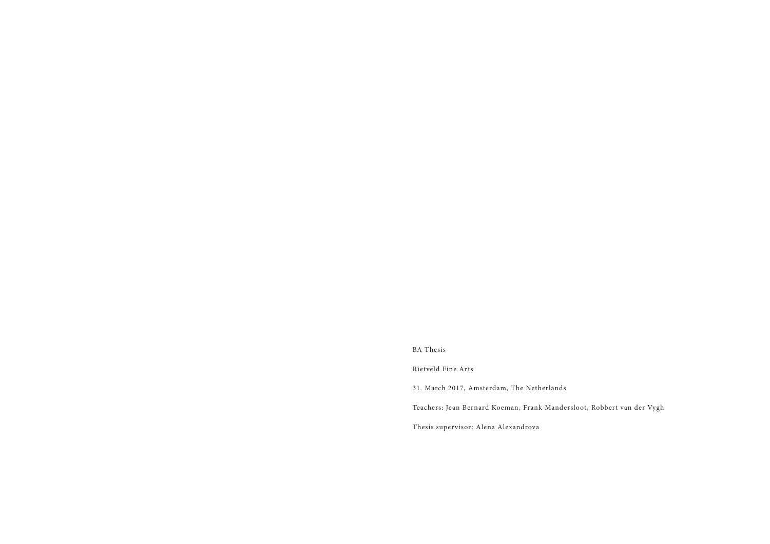BA Thesis

Rietveld Fine Arts

31. March 2017, Amsterdam, The Netherlands

Teachers: Jean Bernard Koeman, Frank Mandersloot, Robbert van der Vygh

Thesis supervisor: Alena Alexandrova